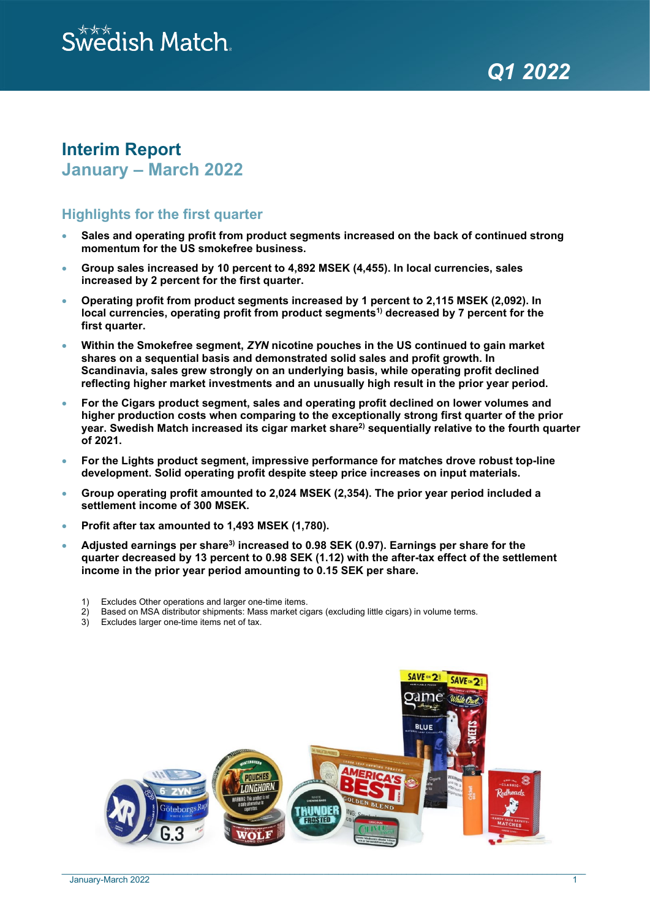Swedish Match

Q1 2022

# Interim Report
## January – March 2022

### Highlights for the first quarter

- **Sales and operating profit from product segments increased on the back of continued strong momentum for the US smokefree business.**
- **Group sales increased by 10 percent to 4,892 MSEK (4,455). In local currencies, sales increased by 2 percent for the first quarter.**
- **Operating profit from product segments increased by 1 percent to 2,115 MSEK (2,092). In local currencies, operating profit from product segments[1] decreased by 7 percent for the first quarter.**
- **Within the Smokefree segment, *ZYN* nicotine pouches in the US continued to gain market shares on a sequential basis and demonstrated solid sales and profit growth. In Scandinavia, sales grew strongly on an underlying basis, while operating profit declined reflecting higher market investments and an unusually high result in the prior year period.**
- **For the Cigars product segment, sales and operating profit declined on lower volumes and higher production costs when comparing to the exceptionally strong first quarter of the prior year. Swedish Match increased its cigar market share[2] sequentially relative to the fourth quarter of 2021.**
- **For the Lights product segment, impressive performance for matches drove robust top-line development. Solid operating profit despite steep price increases on input materials.**
- **Group operating profit amounted to 2,024 MSEK (2,354). The prior year period included a settlement income of 300 MSEK.**
- **Profit after tax amounted to 1,493 MSEK (1,780).**
- **Adjusted earnings per share[3] increased to 0.98 SEK (0.97). Earnings per share for the quarter decreased by 13 percent to 0.98 SEK (1.12) with the after-tax effect of the settlement income in the prior year period amounting to 0.15 SEK per share.**

1) Excludes Other operations and larger one-time items.
2) Based on MSA distributor shipments: Mass market cigars (excluding little cigars) in volume terms.
3) Excludes larger one-time items net of tax.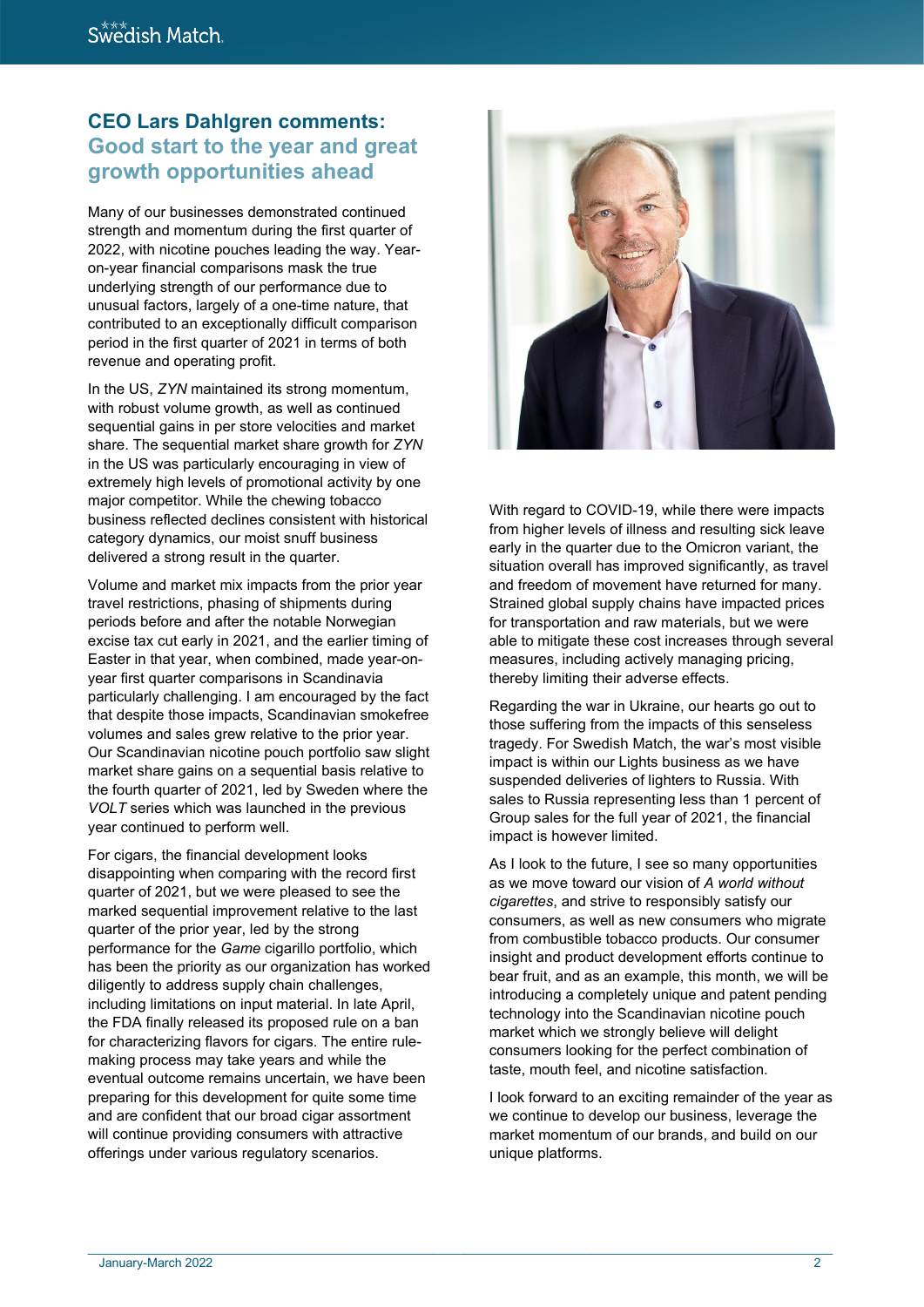## CEO Lars Dahlgren comments: Good start to the year and great growth opportunities ahead

Many of our businesses demonstrated continued strength and momentum during the first quarter of 2022, with nicotine pouches leading the way. Year-on-year financial comparisons mask the true underlying strength of our performance due to unusual factors, largely of a one-time nature, that contributed to an exceptionally difficult comparison period in the first quarter of 2021 in terms of both revenue and operating profit.

In the US, *ZYN* maintained its strong momentum, with robust volume growth, as well as continued sequential gains in per store velocities and market share. The sequential market share growth for *ZYN* in the US was particularly encouraging in view of extremely high levels of promotional activity by one major competitor. While the chewing tobacco business reflected declines consistent with historical category dynamics, our moist snuff business delivered a strong result in the quarter.

Volume and market mix impacts from the prior year travel restrictions, phasing of shipments during periods before and after the notable Norwegian excise tax cut early in 2021, and the earlier timing of Easter in that year, when combined, made year-on-year first quarter comparisons in Scandinavia particularly challenging. I am encouraged by the fact that despite those impacts, Scandinavian smokefree volumes and sales grew relative to the prior year. Our Scandinavian nicotine pouch portfolio saw slight market share gains on a sequential basis relative to the fourth quarter of 2021, led by Sweden where the *VOLT* series which was launched in the previous year continued to perform well.

For cigars, the financial development looks disappointing when comparing with the record first quarter of 2021, but we were pleased to see the marked sequential improvement relative to the last quarter of the prior year, led by the strong performance for the *Game* cigarillo portfolio, which has been the priority as our organization has worked diligently to address supply chain challenges, including limitations on input material. In late April, the FDA finally released its proposed rule on a ban for characterizing flavors for cigars. The entire rule-making process may take years and while the eventual outcome remains uncertain, we have been preparing for this development for quite some time and are confident that our broad cigar assortment will continue providing consumers with attractive offerings under various regulatory scenarios.

With regard to COVID-19, while there were impacts from higher levels of illness and resulting sick leave early in the quarter due to the Omicron variant, the situation overall has improved significantly, as travel and freedom of movement have returned for many. Strained global supply chains have impacted prices for transportation and raw materials, but we were able to mitigate these cost increases through several measures, including actively managing pricing, thereby limiting their adverse effects.

Regarding the war in Ukraine, our hearts go out to those suffering from the impacts of this senseless tragedy. For Swedish Match, the war's most visible impact is within our Lights business as we have suspended deliveries of lighters to Russia. With sales to Russia representing less than 1 percent of Group sales for the full year of 2021, the financial impact is however limited.

As I look to the future, I see so many opportunities as we move toward our vision of *A world without cigarettes*, and strive to responsibly satisfy our consumers, as well as new consumers who migrate from combustible tobacco products. Our consumer insight and product development efforts continue to bear fruit, and as an example, this month, we will be introducing a completely unique and patent pending technology into the Scandinavian nicotine pouch market which we strongly believe will delight consumers looking for the perfect combination of taste, mouth feel, and nicotine satisfaction.

I look forward to an exciting remainder of the year as we continue to develop our business, leverage the market momentum of our brands, and build on our unique platforms.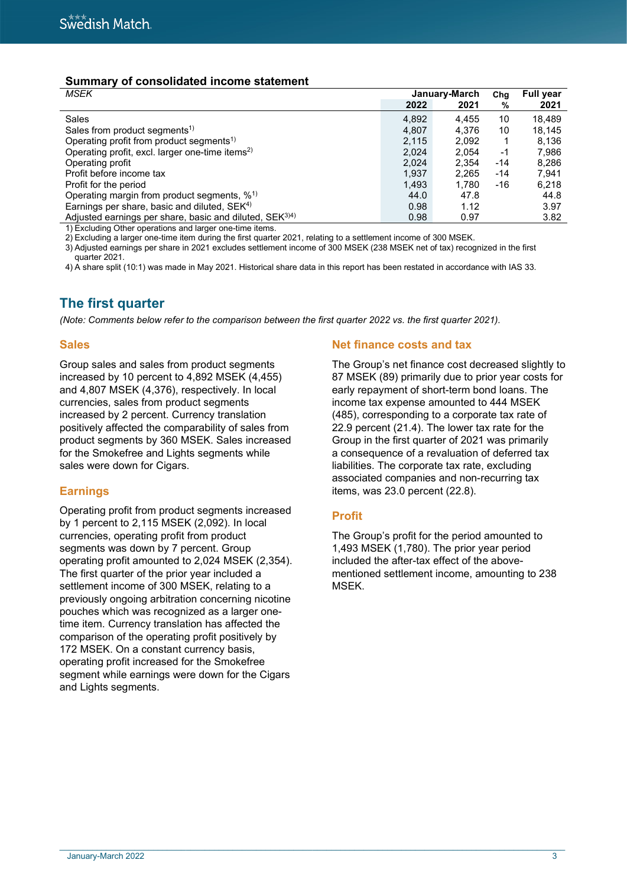## Summary of consolidated income statement

| *MSEK* | January-March | | Chg | Full year |
|---|---|---|---|---|
| | 2022 | 2021 | % | 2021 |
| Sales | 4,892 | 4,455 | 10 | 18,489 |
| Sales from product segments[1)] | 4,807 | 4,376 | 10 | 18,145 |
| Operating profit from product segments[1)] | 2,115 | 2,092 | 1 | 8,136 |
| Operating profit, excl. larger one-time items[2)] | 2,024 | 2,054 | -1 | 7,986 |
| Operating profit | 2,024 | 2,354 | -14 | 8,286 |
| Profit before income tax | 1,937 | 2,265 | -14 | 7,941 |
| Profit for the period | 1,493 | 1,780 | -16 | 6,218 |
| Operating margin from product segments, %[1)] | 44.0 | 47.8 | | 44.8 |
| Earnings per share, basic and diluted, SEK[4)] | 0.98 | 1.12 | | 3.97 |
| Adjusted earnings per share, basic and diluted, SEK[3)4)] | 0.98 | 0.97 | | 3.82 |

1) Excluding Other operations and larger one-time items.
2) Excluding a larger one-time item during the first quarter 2021, relating to a settlement income of 300 MSEK.
3) Adjusted earnings per share in 2021 excludes settlement income of 300 MSEK (238 MSEK net of tax) recognized in the first quarter 2021.
4) A share split (10:1) was made in May 2021. Historical share data in this report has been restated in accordance with IAS 33.

## The first quarter

*(Note: Comments below refer to the comparison between the first quarter 2022 vs. the first quarter 2021).*

### Sales

Group sales and sales from product segments increased by 10 percent to 4,892 MSEK (4,455) and 4,807 MSEK (4,376), respectively. In local currencies, sales from product segments increased by 2 percent. Currency translation positively affected the comparability of sales from product segments by 360 MSEK. Sales increased for the Smokefree and Lights segments while sales were down for Cigars.

### Earnings

Operating profit from product segments increased by 1 percent to 2,115 MSEK (2,092). In local currencies, operating profit from product segments was down by 7 percent. Group operating profit amounted to 2,024 MSEK (2,354). The first quarter of the prior year included a settlement income of 300 MSEK, relating to a previously ongoing arbitration concerning nicotine pouches which was recognized as a larger one-time item. Currency translation has affected the comparison of the operating profit positively by 172 MSEK. On a constant currency basis, operating profit increased for the Smokefree segment while earnings were down for the Cigars and Lights segments.

### Net finance costs and tax

The Group's net finance cost decreased slightly to 87 MSEK (89) primarily due to prior year costs for early repayment of short-term bond loans. The income tax expense amounted to 444 MSEK (485), corresponding to a corporate tax rate of 22.9 percent (21.4). The lower tax rate for the Group in the first quarter of 2021 was primarily a consequence of a revaluation of deferred tax liabilities. The corporate tax rate, excluding associated companies and non-recurring tax items, was 23.0 percent (22.8).

### Profit

The Group's profit for the period amounted to 1,493 MSEK (1,780). The prior year period included the after-tax effect of the above-mentioned settlement income, amounting to 238 MSEK.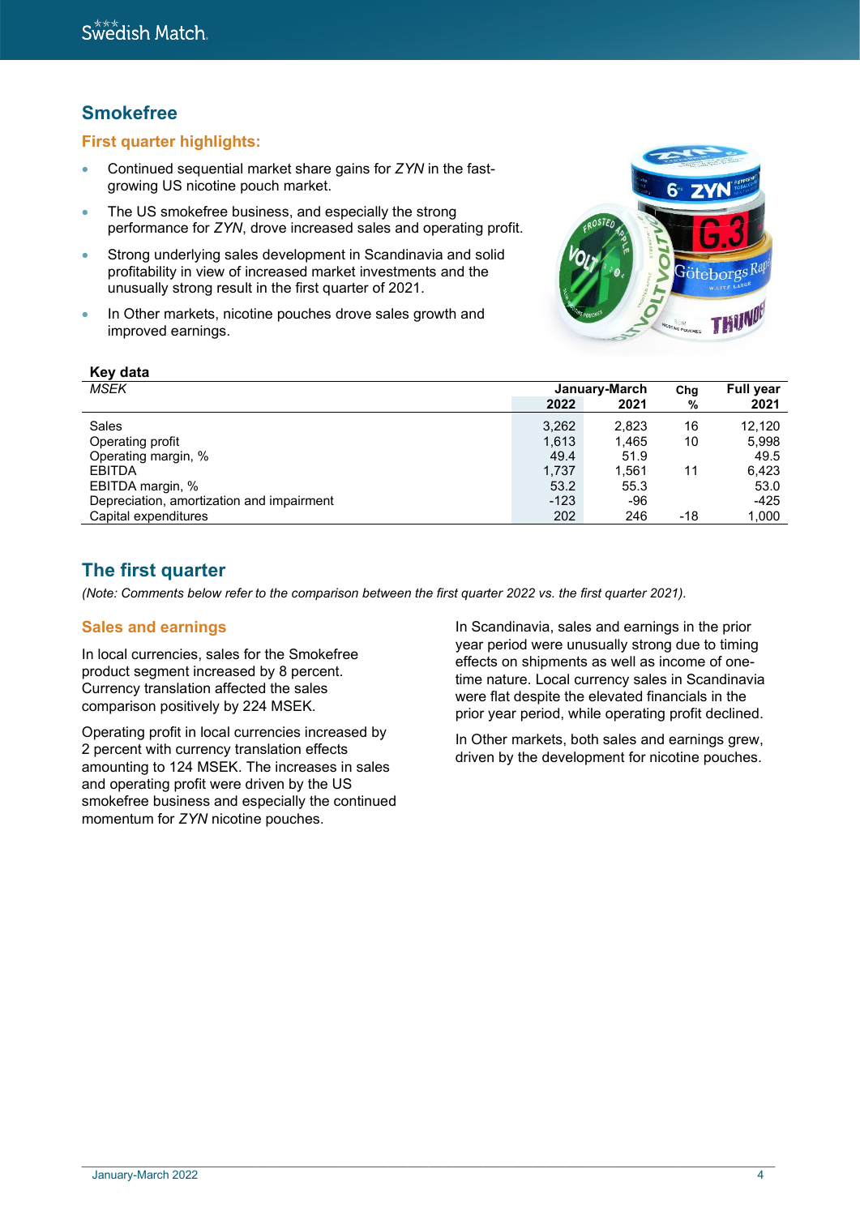## Smokefree

### First quarter highlights:

- Continued sequential market share gains for *ZYN* in the fast-growing US nicotine pouch market.
- The US smokefree business, and especially the strong performance for *ZYN*, drove increased sales and operating profit.
- Strong underlying sales development in Scandinavia and solid profitability in view of increased market investments and the unusually strong result in the first quarter of 2021.
- In Other markets, nicotine pouches drove sales growth and improved earnings.

**Key data**

| *MSEK* | January-March | | Chg | Full year |
|---|---|---|---|---|
| | **2022** | **2021** | **%** | **2021** |
| Sales | 3,262 | 2,823 | 16 | 12,120 |
| Operating profit | 1,613 | 1,465 | 10 | 5,998 |
| Operating margin, % | 49.4 | 51.9 | | 49.5 |
| EBITDA | 1,737 | 1,561 | 11 | 6,423 |
| EBITDA margin, % | 53.2 | 55.3 | | 53.0 |
| Depreciation, amortization and impairment | -123 | -96 | | -425 |
| Capital expenditures | 202 | 246 | -18 | 1,000 |

## The first quarter

*(Note: Comments below refer to the comparison between the first quarter 2022 vs. the first quarter 2021).*

### Sales and earnings

In local currencies, sales for the Smokefree product segment increased by 8 percent. Currency translation affected the sales comparison positively by 224 MSEK.

Operating profit in local currencies increased by 2 percent with currency translation effects amounting to 124 MSEK. The increases in sales and operating profit were driven by the US smokefree business and especially the continued momentum for *ZYN* nicotine pouches.

In Scandinavia, sales and earnings in the prior year period were unusually strong due to timing effects on shipments as well as income of one-time nature. Local currency sales in Scandinavia were flat despite the elevated financials in the prior year period, while operating profit declined.

In Other markets, both sales and earnings grew, driven by the development for nicotine pouches.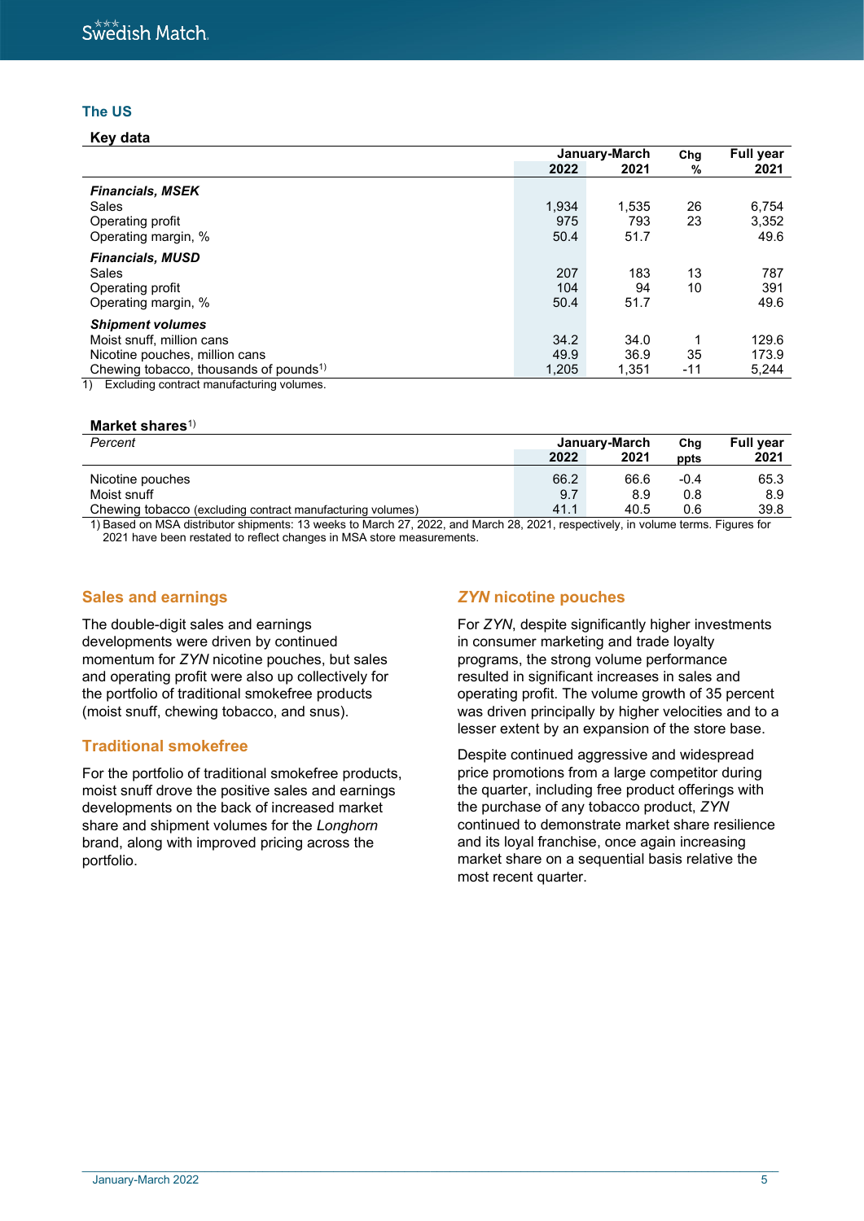## The US

### Key data

| | January-March | | Chg | Full year |
|---|---|---|---|---|
| | 2022 | 2021 | % | 2021 |
| ***Financials, MSEK*** | | | | |
| Sales | 1,934 | 1,535 | 26 | 6,754 |
| Operating profit | 975 | 793 | 23 | 3,352 |
| Operating margin, % | 50.4 | 51.7 | | 49.6 |
| ***Financials, MUSD*** | | | | |
| Sales | 207 | 183 | 13 | 787 |
| Operating profit | 104 | 94 | 10 | 391 |
| Operating margin, % | 50.4 | 51.7 | | 49.6 |
| ***Shipment volumes*** | | | | |
| Moist snuff, million cans | 34.2 | 34.0 | 1 | 129.6 |
| Nicotine pouches, million cans | 49.9 | 36.9 | 35 | 173.9 |
| Chewing tobacco, thousands of pounds[1] | 1,205 | 1,351 | -11 | 5,244 |

1) Excluding contract manufacturing volumes.

### Market shares[1]

| *Percent* | January-March | | Chg | Full year |
|---|---|---|---|---|
| | 2022 | 2021 | ppts | 2021 |
| Nicotine pouches | 66.2 | 66.6 | -0.4 | 65.3 |
| Moist snuff | 9.7 | 8.9 | 0.8 | 8.9 |
| Chewing tobacco (excluding contract manufacturing volumes) | 41.1 | 40.5 | 0.6 | 39.8 |

1) Based on MSA distributor shipments: 13 weeks to March 27, 2022, and March 28, 2021, respectively, in volume terms. Figures for 2021 have been restated to reflect changes in MSA store measurements.

### Sales and earnings

The double-digit sales and earnings developments were driven by continued momentum for *ZYN* nicotine pouches, but sales and operating profit were also up collectively for the portfolio of traditional smokefree products (moist snuff, chewing tobacco, and snus).

### Traditional smokefree

For the portfolio of traditional smokefree products, moist snuff drove the positive sales and earnings developments on the back of increased market share and shipment volumes for the *Longhorn* brand, along with improved pricing across the portfolio.

### *ZYN* nicotine pouches

For *ZYN*, despite significantly higher investments in consumer marketing and trade loyalty programs, the strong volume performance resulted in significant increases in sales and operating profit. The volume growth of 35 percent was driven principally by higher velocities and to a lesser extent by an expansion of the store base.

Despite continued aggressive and widespread price promotions from a large competitor during the quarter, including free product offerings with the purchase of any tobacco product, *ZYN* continued to demonstrate market share resilience and its loyal franchise, once again increasing market share on a sequential basis relative the most recent quarter.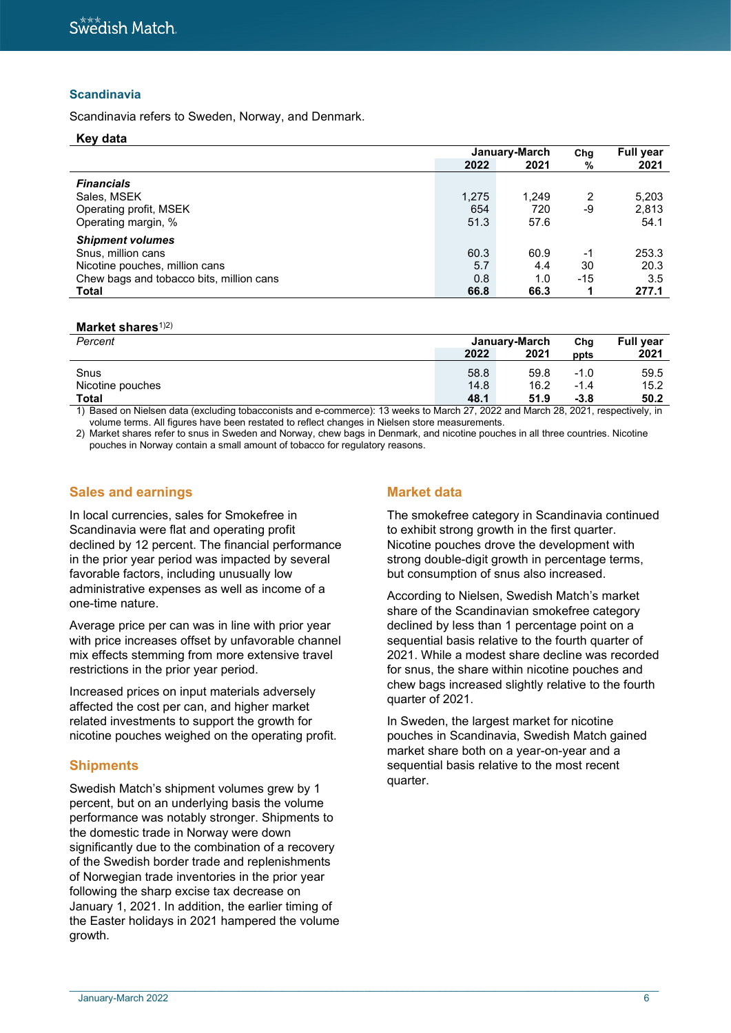## Scandinavia

Scandinavia refers to Sweden, Norway, and Denmark.

**Key data**

| | January-March | | Chg | Full year |
|---|---|---|---|---|
| | **2022** | **2021** | **%** | **2021** |
| ***Financials*** | | | | |
| Sales, MSEK | 1,275 | 1,249 | 2 | 5,203 |
| Operating profit, MSEK | 654 | 720 | -9 | 2,813 |
| Operating margin, % | 51.3 | 57.6 | | 54.1 |
| ***Shipment volumes*** | | | | |
| Snus, million cans | 60.3 | 60.9 | -1 | 253.3 |
| Nicotine pouches, million cans | 5.7 | 4.4 | 30 | 20.3 |
| Chew bags and tobacco bits, million cans | 0.8 | 1.0 | -15 | 3.5 |
| **Total** | **66.8** | **66.3** | **1** | **277.1** |

**Market shares**[1)2)]

| *Percent* | January-March | | Chg | Full year |
|---|---|---|---|---|
| | **2022** | **2021** | **ppts** | **2021** |
| Snus | 58.8 | 59.8 | -1.0 | 59.5 |
| Nicotine pouches | 14.8 | 16.2 | -1.4 | 15.2 |
| **Total** | **48.1** | **51.9** | **-3.8** | **50.2** |

1) Based on Nielsen data (excluding tobacconists and e-commerce): 13 weeks to March 27, 2022 and March 28, 2021, respectively, in volume terms. All figures have been restated to reflect changes in Nielsen store measurements.

2) Market shares refer to snus in Sweden and Norway, chew bags in Denmark, and nicotine pouches in all three countries. Nicotine pouches in Norway contain a small amount of tobacco for regulatory reasons.

### Sales and earnings

In local currencies, sales for Smokefree in Scandinavia were flat and operating profit declined by 12 percent. The financial performance in the prior year period was impacted by several favorable factors, including unusually low administrative expenses as well as income of a one-time nature.

Average price per can was in line with prior year with price increases offset by unfavorable channel mix effects stemming from more extensive travel restrictions in the prior year period.

Increased prices on input materials adversely affected the cost per can, and higher market related investments to support the growth for nicotine pouches weighed on the operating profit.

### Shipments

Swedish Match's shipment volumes grew by 1 percent, but on an underlying basis the volume performance was notably stronger. Shipments to the domestic trade in Norway were down significantly due to the combination of a recovery of the Swedish border trade and replenishments of Norwegian trade inventories in the prior year following the sharp excise tax decrease on January 1, 2021. In addition, the earlier timing of the Easter holidays in 2021 hampered the volume growth.

### Market data

The smokefree category in Scandinavia continued to exhibit strong growth in the first quarter. Nicotine pouches drove the development with strong double-digit growth in percentage terms, but consumption of snus also increased.

According to Nielsen, Swedish Match's market share of the Scandinavian smokefree category declined by less than 1 percentage point on a sequential basis relative to the fourth quarter of 2021. While a modest share decline was recorded for snus, the share within nicotine pouches and chew bags increased slightly relative to the fourth quarter of 2021.

In Sweden, the largest market for nicotine pouches in Scandinavia, Swedish Match gained market share both on a year-on-year and a sequential basis relative to the most recent quarter.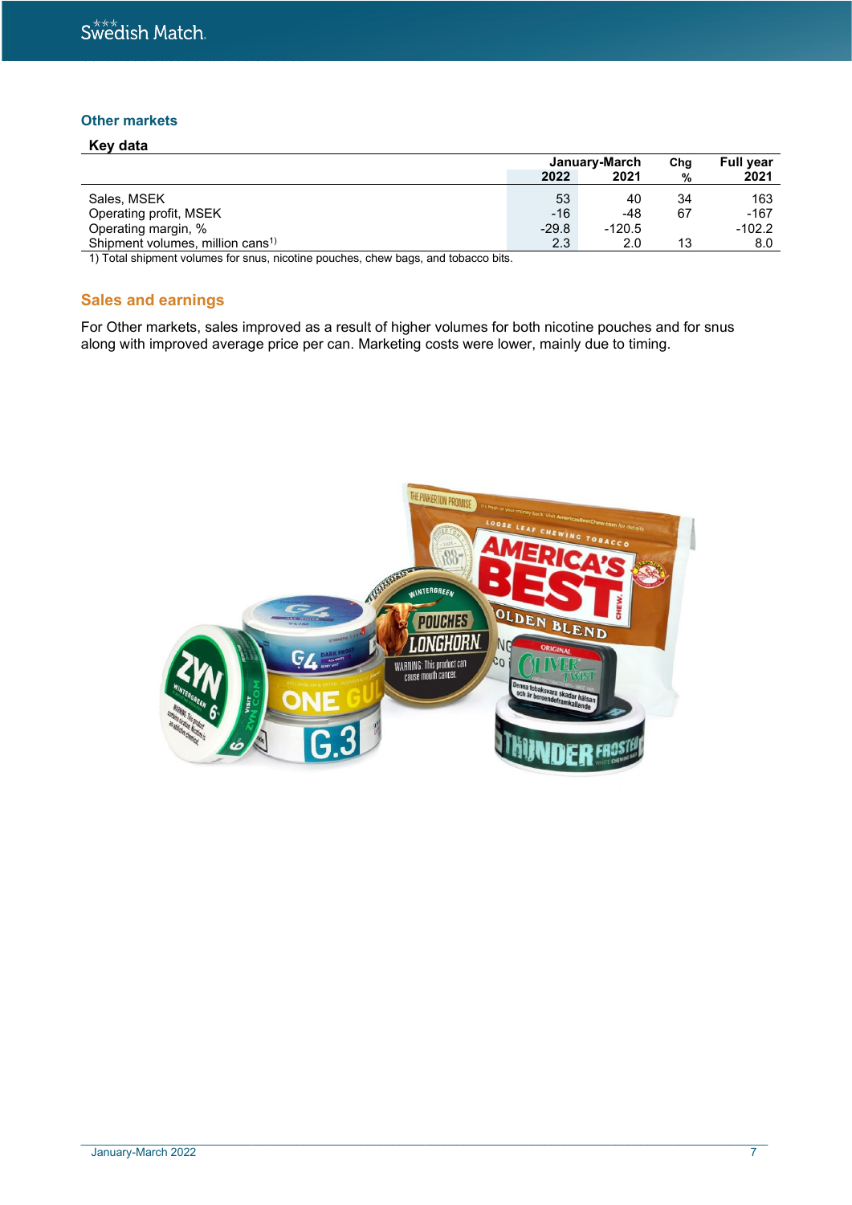## Other markets

### Key data

| | January-March 2022 | January-March 2021 | Chg % | Full year 2021 |
|---|---|---|---|---|
| Sales, MSEK | 53 | 40 | 34 | 163 |
| Operating profit, MSEK | -16 | -48 | 67 | -167 |
| Operating margin, % | -29.8 | -120.5 | | -102.2 |
| Shipment volumes, million cans[1)] | 2.3 | 2.0 | 13 | 8.0 |

1) Total shipment volumes for snus, nicotine pouches, chew bags, and tobacco bits.

## Sales and earnings

For Other markets, sales improved as a result of higher volumes for both nicotine pouches and for snus along with improved average price per can. Marketing costs were lower, mainly due to timing.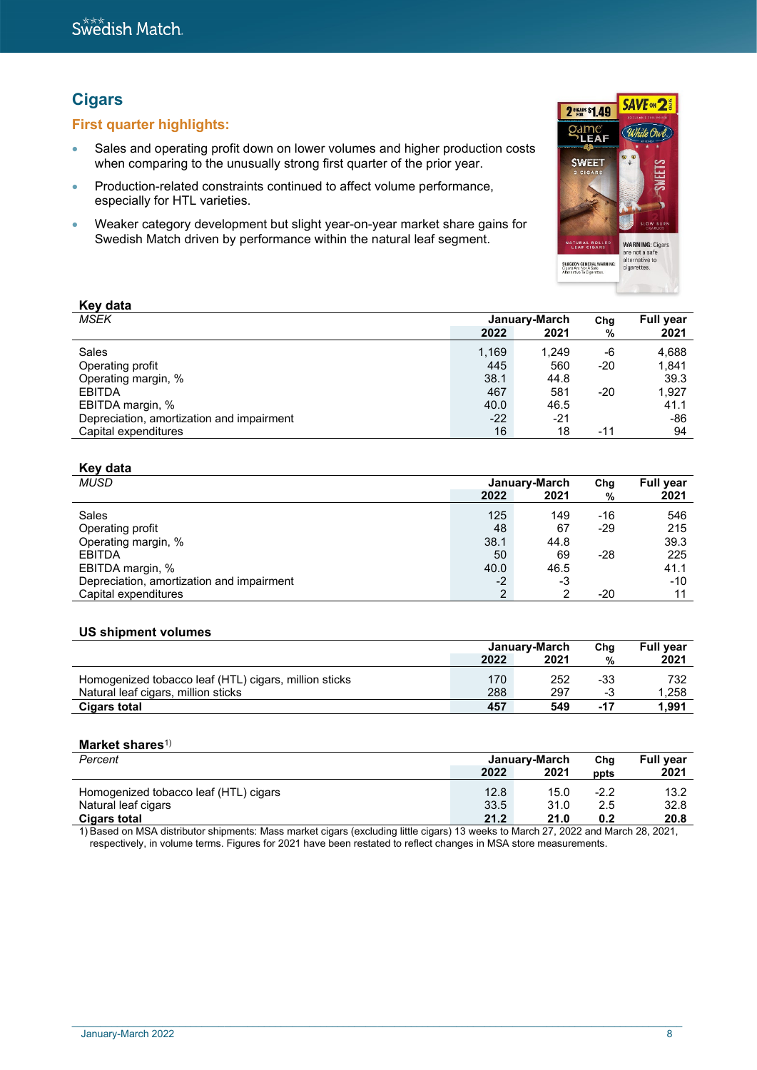## Cigars

### First quarter highlights:

- Sales and operating profit down on lower volumes and higher production costs when comparing to the unusually strong first quarter of the prior year.
- Production-related constraints continued to affect volume performance, especially for HTL varieties.
- Weaker category development but slight year-on-year market share gains for Swedish Match driven by performance within the natural leaf segment.

**Key data**

| *MSEK* | January-March 2022 | January-March 2021 | Chg % | Full year 2021 |
|---|---|---|---|---|
| Sales | 1,169 | 1,249 | -6 | 4,688 |
| Operating profit | 445 | 560 | -20 | 1,841 |
| Operating margin, % | 38.1 | 44.8 | | 39.3 |
| EBITDA | 467 | 581 | -20 | 1,927 |
| EBITDA margin, % | 40.0 | 46.5 | | 41.1 |
| Depreciation, amortization and impairment | -22 | -21 | | -86 |
| Capital expenditures | 16 | 18 | -11 | 94 |

**Key data**

| *MUSD* | January-March 2022 | January-March 2021 | Chg % | Full year 2021 |
|---|---|---|---|---|
| Sales | 125 | 149 | -16 | 546 |
| Operating profit | 48 | 67 | -29 | 215 |
| Operating margin, % | 38.1 | 44.8 | | 39.3 |
| EBITDA | 50 | 69 | -28 | 225 |
| EBITDA margin, % | 40.0 | 46.5 | | 41.1 |
| Depreciation, amortization and impairment | -2 | -3 | | -10 |
| Capital expenditures | 2 | 2 | -20 | 11 |

**US shipment volumes**

| | January-March 2022 | January-March 2021 | Chg % | Full year 2021 |
|---|---|---|---|---|
| Homogenized tobacco leaf (HTL) cigars, million sticks | 170 | 252 | -33 | 732 |
| Natural leaf cigars, million sticks | 288 | 297 | -3 | 1,258 |
| **Cigars total** | **457** | **549** | **-17** | **1,991** |

**Market shares**[1)]

| *Percent* | January-March 2022 | January-March 2021 | Chg ppts | Full year 2021 |
|---|---|---|---|---|
| Homogenized tobacco leaf (HTL) cigars | 12.8 | 15.0 | -2.2 | 13.2 |
| Natural leaf cigars | 33.5 | 31.0 | 2.5 | 32.8 |
| **Cigars total** | **21.2** | **21.0** | **0.2** | **20.8** |

1) Based on MSA distributor shipments: Mass market cigars (excluding little cigars) 13 weeks to March 27, 2022 and March 28, 2021, respectively, in volume terms. Figures for 2021 have been restated to reflect changes in MSA store measurements.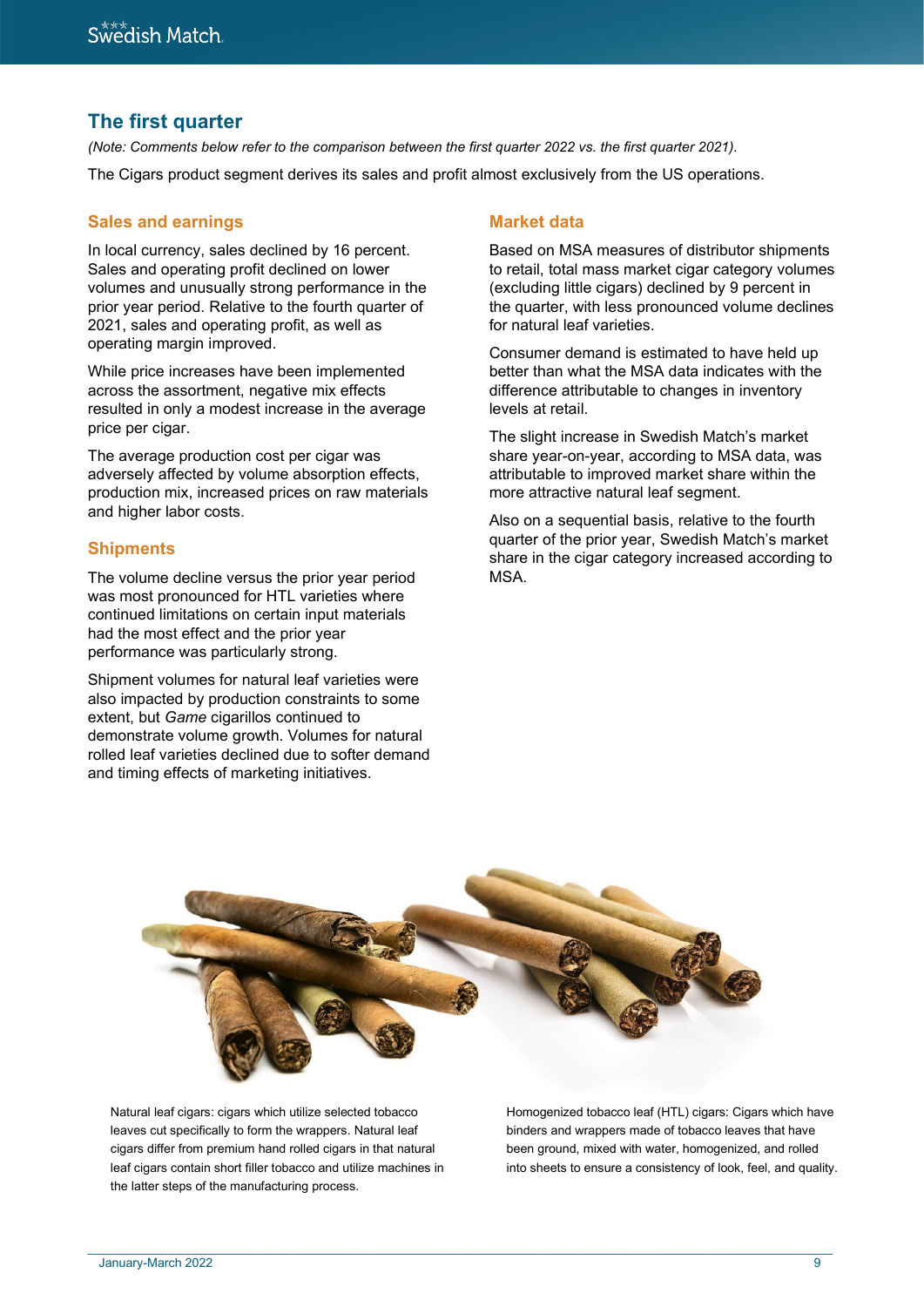## The first quarter

*(Note: Comments below refer to the comparison between the first quarter 2022 vs. the first quarter 2021).*

The Cigars product segment derives its sales and profit almost exclusively from the US operations.

### Sales and earnings

In local currency, sales declined by 16 percent. Sales and operating profit declined on lower volumes and unusually strong performance in the prior year period. Relative to the fourth quarter of 2021, sales and operating profit, as well as operating margin improved.

While price increases have been implemented across the assortment, negative mix effects resulted in only a modest increase in the average price per cigar.

The average production cost per cigar was adversely affected by volume absorption effects, production mix, increased prices on raw materials and higher labor costs.

### Shipments

The volume decline versus the prior year period was most pronounced for HTL varieties where continued limitations on certain input materials had the most effect and the prior year performance was particularly strong.

Shipment volumes for natural leaf varieties were also impacted by production constraints to some extent, but *Game* cigarillos continued to demonstrate volume growth. Volumes for natural rolled leaf varieties declined due to softer demand and timing effects of marketing initiatives.

### Market data

Based on MSA measures of distributor shipments to retail, total mass market cigar category volumes (excluding little cigars) declined by 9 percent in the quarter, with less pronounced volume declines for natural leaf varieties.

Consumer demand is estimated to have held up better than what the MSA data indicates with the difference attributable to changes in inventory levels at retail.

The slight increase in Swedish Match's market share year-on-year, according to MSA data, was attributable to improved market share within the more attractive natural leaf segment.

Also on a sequential basis, relative to the fourth quarter of the prior year, Swedish Match's market share in the cigar category increased according to MSA.

Natural leaf cigars: cigars which utilize selected tobacco leaves cut specifically to form the wrappers. Natural leaf cigars differ from premium hand rolled cigars in that natural leaf cigars contain short filler tobacco and utilize machines in the latter steps of the manufacturing process.

Homogenized tobacco leaf (HTL) cigars: Cigars which have binders and wrappers made of tobacco leaves that have been ground, mixed with water, homogenized, and rolled into sheets to ensure a consistency of look, feel, and quality.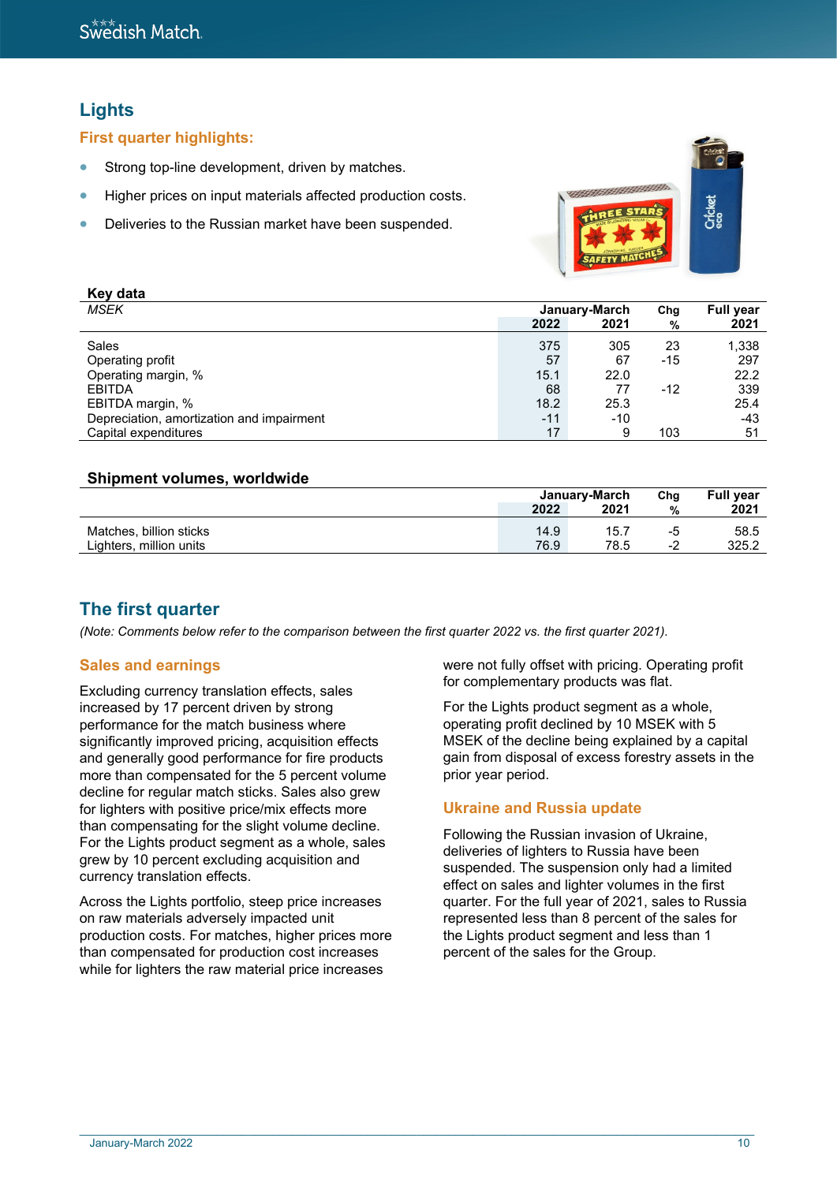# Lights

## First quarter highlights:

- Strong top-line development, driven by matches.
- Higher prices on input materials affected production costs.
- Deliveries to the Russian market have been suspended.

**Key data**

| *MSEK* | January-March 2022 | January-March 2021 | Chg % | Full year 2021 |
|---|---|---|---|---|
| Sales | 375 | 305 | 23 | 1,338 |
| Operating profit | 57 | 67 | -15 | 297 |
| Operating margin, % | 15.1 | 22.0 | | 22.2 |
| EBITDA | 68 | 77 | -12 | 339 |
| EBITDA margin, % | 18.2 | 25.3 | | 25.4 |
| Depreciation, amortization and impairment | -11 | -10 | | -43 |
| Capital expenditures | 17 | 9 | 103 | 51 |

**Shipment volumes, worldwide**

| | January-March 2022 | January-March 2021 | Chg % | Full year 2021 |
|---|---|---|---|---|
| Matches, billion sticks | 14.9 | 15.7 | -5 | 58.5 |
| Lighters, million units | 76.9 | 78.5 | -2 | 325.2 |

## The first quarter

*(Note: Comments below refer to the comparison between the first quarter 2022 vs. the first quarter 2021).*

### Sales and earnings

Excluding currency translation effects, sales increased by 17 percent driven by strong performance for the match business where significantly improved pricing, acquisition effects and generally good performance for fire products more than compensated for the 5 percent volume decline for regular match sticks. Sales also grew for lighters with positive price/mix effects more than compensating for the slight volume decline. For the Lights product segment as a whole, sales grew by 10 percent excluding acquisition and currency translation effects.

Across the Lights portfolio, steep price increases on raw materials adversely impacted unit production costs. For matches, higher prices more than compensated for production cost increases while for lighters the raw material price increases were not fully offset with pricing. Operating profit for complementary products was flat.

For the Lights product segment as a whole, operating profit declined by 10 MSEK with 5 MSEK of the decline being explained by a capital gain from disposal of excess forestry assets in the prior year period.

### Ukraine and Russia update

Following the Russian invasion of Ukraine, deliveries of lighters to Russia have been suspended. The suspension only had a limited effect on sales and lighter volumes in the first quarter. For the full year of 2021, sales to Russia represented less than 8 percent of the sales for the Lights product segment and less than 1 percent of the sales for the Group.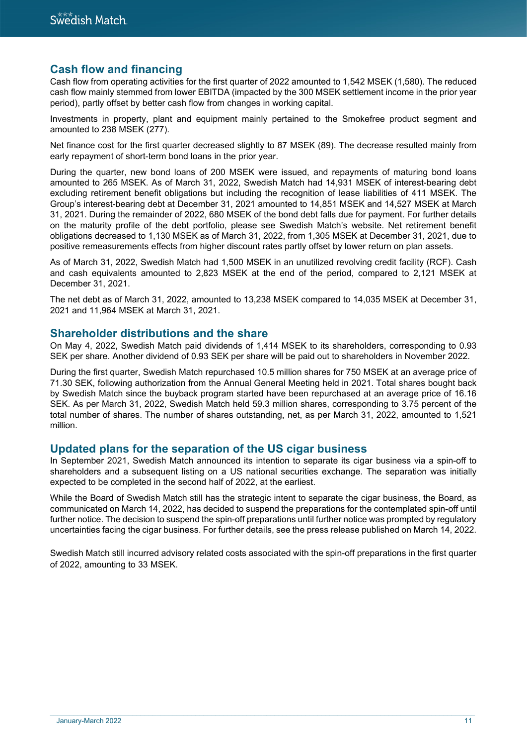## Cash flow and financing

Cash flow from operating activities for the first quarter of 2022 amounted to 1,542 MSEK (1,580). The reduced cash flow mainly stemmed from lower EBITDA (impacted by the 300 MSEK settlement income in the prior year period), partly offset by better cash flow from changes in working capital.

Investments in property, plant and equipment mainly pertained to the Smokefree product segment and amounted to 238 MSEK (277).

Net finance cost for the first quarter decreased slightly to 87 MSEK (89). The decrease resulted mainly from early repayment of short-term bond loans in the prior year.

During the quarter, new bond loans of 200 MSEK were issued, and repayments of maturing bond loans amounted to 265 MSEK. As of March 31, 2022, Swedish Match had 14,931 MSEK of interest-bearing debt excluding retirement benefit obligations but including the recognition of lease liabilities of 411 MSEK. The Group's interest-bearing debt at December 31, 2021 amounted to 14,851 MSEK and 14,527 MSEK at March 31, 2021. During the remainder of 2022, 680 MSEK of the bond debt falls due for payment. For further details on the maturity profile of the debt portfolio, please see Swedish Match's website. Net retirement benefit obligations decreased to 1,130 MSEK as of March 31, 2022, from 1,305 MSEK at December 31, 2021, due to positive remeasurements effects from higher discount rates partly offset by lower return on plan assets.

As of March 31, 2022, Swedish Match had 1,500 MSEK in an unutilized revolving credit facility (RCF). Cash and cash equivalents amounted to 2,823 MSEK at the end of the period, compared to 2,121 MSEK at December 31, 2021.

The net debt as of March 31, 2022, amounted to 13,238 MSEK compared to 14,035 MSEK at December 31, 2021 and 11,964 MSEK at March 31, 2021.

## Shareholder distributions and the share

On May 4, 2022, Swedish Match paid dividends of 1,414 MSEK to its shareholders, corresponding to 0.93 SEK per share. Another dividend of 0.93 SEK per share will be paid out to shareholders in November 2022.

During the first quarter, Swedish Match repurchased 10.5 million shares for 750 MSEK at an average price of 71.30 SEK, following authorization from the Annual General Meeting held in 2021. Total shares bought back by Swedish Match since the buyback program started have been repurchased at an average price of 16.16 SEK. As per March 31, 2022, Swedish Match held 59.3 million shares, corresponding to 3.75 percent of the total number of shares. The number of shares outstanding, net, as per March 31, 2022, amounted to 1,521 million.

## Updated plans for the separation of the US cigar business

In September 2021, Swedish Match announced its intention to separate its cigar business via a spin-off to shareholders and a subsequent listing on a US national securities exchange. The separation was initially expected to be completed in the second half of 2022, at the earliest.

While the Board of Swedish Match still has the strategic intent to separate the cigar business, the Board, as communicated on March 14, 2022, has decided to suspend the preparations for the contemplated spin-off until further notice. The decision to suspend the spin-off preparations until further notice was prompted by regulatory uncertainties facing the cigar business. For further details, see the press release published on March 14, 2022.

Swedish Match still incurred advisory related costs associated with the spin-off preparations in the first quarter of 2022, amounting to 33 MSEK.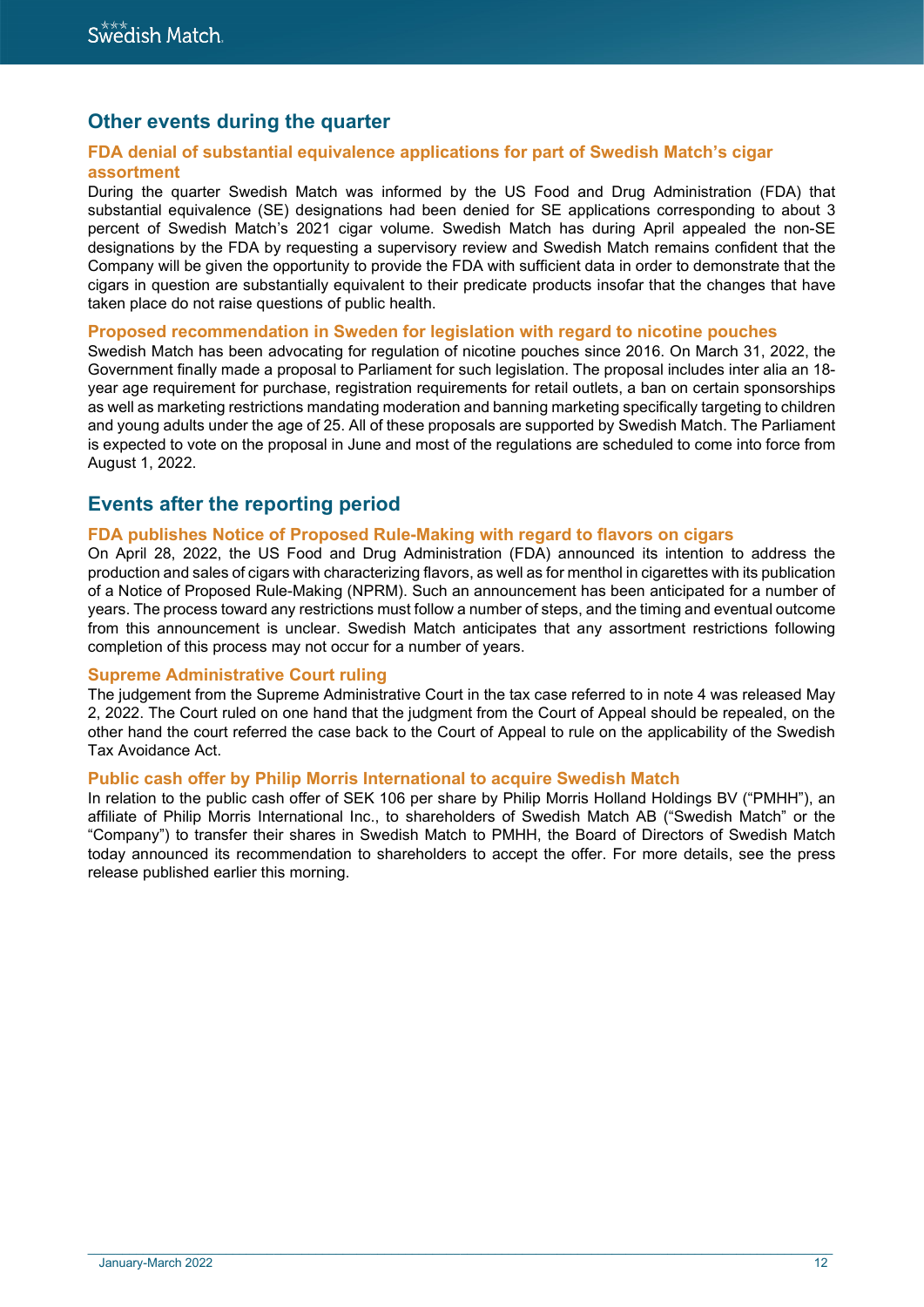## Other events during the quarter

### FDA denial of substantial equivalence applications for part of Swedish Match's cigar assortment

During the quarter Swedish Match was informed by the US Food and Drug Administration (FDA) that substantial equivalence (SE) designations had been denied for SE applications corresponding to about 3 percent of Swedish Match's 2021 cigar volume. Swedish Match has during April appealed the non-SE designations by the FDA by requesting a supervisory review and Swedish Match remains confident that the Company will be given the opportunity to provide the FDA with sufficient data in order to demonstrate that the cigars in question are substantially equivalent to their predicate products insofar that the changes that have taken place do not raise questions of public health.

### Proposed recommendation in Sweden for legislation with regard to nicotine pouches

Swedish Match has been advocating for regulation of nicotine pouches since 2016. On March 31, 2022, the Government finally made a proposal to Parliament for such legislation. The proposal includes inter alia an 18-year age requirement for purchase, registration requirements for retail outlets, a ban on certain sponsorships as well as marketing restrictions mandating moderation and banning marketing specifically targeting to children and young adults under the age of 25. All of these proposals are supported by Swedish Match. The Parliament is expected to vote on the proposal in June and most of the regulations are scheduled to come into force from August 1, 2022.

## Events after the reporting period

### FDA publishes Notice of Proposed Rule-Making with regard to flavors on cigars

On April 28, 2022, the US Food and Drug Administration (FDA) announced its intention to address the production and sales of cigars with characterizing flavors, as well as for menthol in cigarettes with its publication of a Notice of Proposed Rule-Making (NPRM). Such an announcement has been anticipated for a number of years. The process toward any restrictions must follow a number of steps, and the timing and eventual outcome from this announcement is unclear. Swedish Match anticipates that any assortment restrictions following completion of this process may not occur for a number of years.

### Supreme Administrative Court ruling

The judgement from the Supreme Administrative Court in the tax case referred to in note 4 was released May 2, 2022. The Court ruled on one hand that the judgment from the Court of Appeal should be repealed, on the other hand the court referred the case back to the Court of Appeal to rule on the applicability of the Swedish Tax Avoidance Act.

### Public cash offer by Philip Morris International to acquire Swedish Match

In relation to the public cash offer of SEK 106 per share by Philip Morris Holland Holdings BV ("PMHH"), an affiliate of Philip Morris International Inc., to shareholders of Swedish Match AB ("Swedish Match" or the "Company") to transfer their shares in Swedish Match to PMHH, the Board of Directors of Swedish Match today announced its recommendation to shareholders to accept the offer. For more details, see the press release published earlier this morning.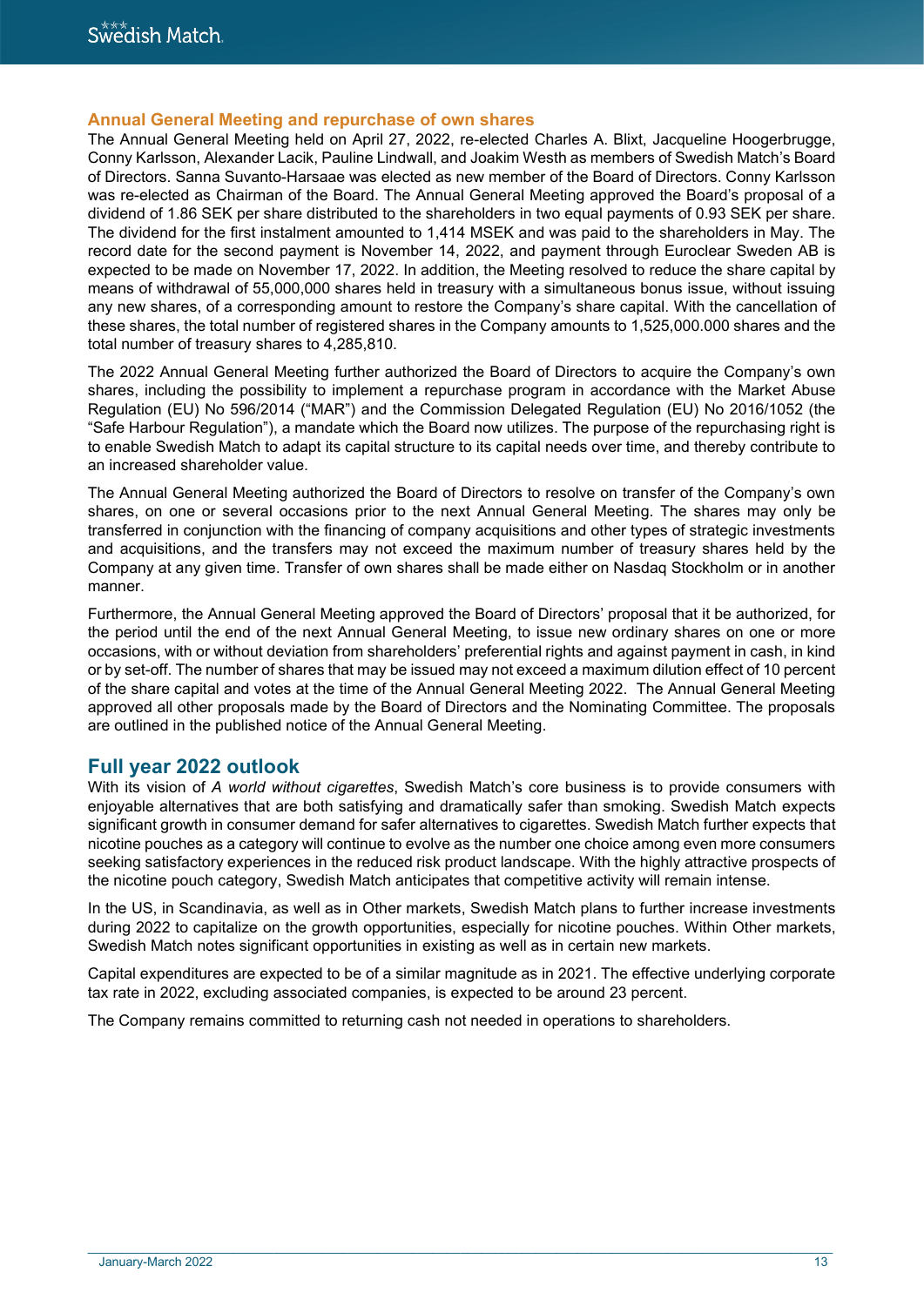## Annual General Meeting and repurchase of own shares

The Annual General Meeting held on April 27, 2022, re-elected Charles A. Blixt, Jacqueline Hoogerbrugge, Conny Karlsson, Alexander Lacik, Pauline Lindwall, and Joakim Westh as members of Swedish Match's Board of Directors. Sanna Suvanto-Harsaae was elected as new member of the Board of Directors. Conny Karlsson was re-elected as Chairman of the Board. The Annual General Meeting approved the Board's proposal of a dividend of 1.86 SEK per share distributed to the shareholders in two equal payments of 0.93 SEK per share. The dividend for the first instalment amounted to 1,414 MSEK and was paid to the shareholders in May. The record date for the second payment is November 14, 2022, and payment through Euroclear Sweden AB is expected to be made on November 17, 2022. In addition, the Meeting resolved to reduce the share capital by means of withdrawal of 55,000,000 shares held in treasury with a simultaneous bonus issue, without issuing any new shares, of a corresponding amount to restore the Company's share capital. With the cancellation of these shares, the total number of registered shares in the Company amounts to 1,525,000.000 shares and the total number of treasury shares to 4,285,810.

The 2022 Annual General Meeting further authorized the Board of Directors to acquire the Company's own shares, including the possibility to implement a repurchase program in accordance with the Market Abuse Regulation (EU) No 596/2014 ("MAR") and the Commission Delegated Regulation (EU) No 2016/1052 (the "Safe Harbour Regulation"), a mandate which the Board now utilizes. The purpose of the repurchasing right is to enable Swedish Match to adapt its capital structure to its capital needs over time, and thereby contribute to an increased shareholder value.

The Annual General Meeting authorized the Board of Directors to resolve on transfer of the Company's own shares, on one or several occasions prior to the next Annual General Meeting. The shares may only be transferred in conjunction with the financing of company acquisitions and other types of strategic investments and acquisitions, and the transfers may not exceed the maximum number of treasury shares held by the Company at any given time. Transfer of own shares shall be made either on Nasdaq Stockholm or in another manner.

Furthermore, the Annual General Meeting approved the Board of Directors' proposal that it be authorized, for the period until the end of the next Annual General Meeting, to issue new ordinary shares on one or more occasions, with or without deviation from shareholders' preferential rights and against payment in cash, in kind or by set-off. The number of shares that may be issued may not exceed a maximum dilution effect of 10 percent of the share capital and votes at the time of the Annual General Meeting 2022. The Annual General Meeting approved all other proposals made by the Board of Directors and the Nominating Committee. The proposals are outlined in the published notice of the Annual General Meeting.

## Full year 2022 outlook

With its vision of *A world without cigarettes*, Swedish Match's core business is to provide consumers with enjoyable alternatives that are both satisfying and dramatically safer than smoking. Swedish Match expects significant growth in consumer demand for safer alternatives to cigarettes. Swedish Match further expects that nicotine pouches as a category will continue to evolve as the number one choice among even more consumers seeking satisfactory experiences in the reduced risk product landscape. With the highly attractive prospects of the nicotine pouch category, Swedish Match anticipates that competitive activity will remain intense.

In the US, in Scandinavia, as well as in Other markets, Swedish Match plans to further increase investments during 2022 to capitalize on the growth opportunities, especially for nicotine pouches. Within Other markets, Swedish Match notes significant opportunities in existing as well as in certain new markets.

Capital expenditures are expected to be of a similar magnitude as in 2021. The effective underlying corporate tax rate in 2022, excluding associated companies, is expected to be around 23 percent.

The Company remains committed to returning cash not needed in operations to shareholders.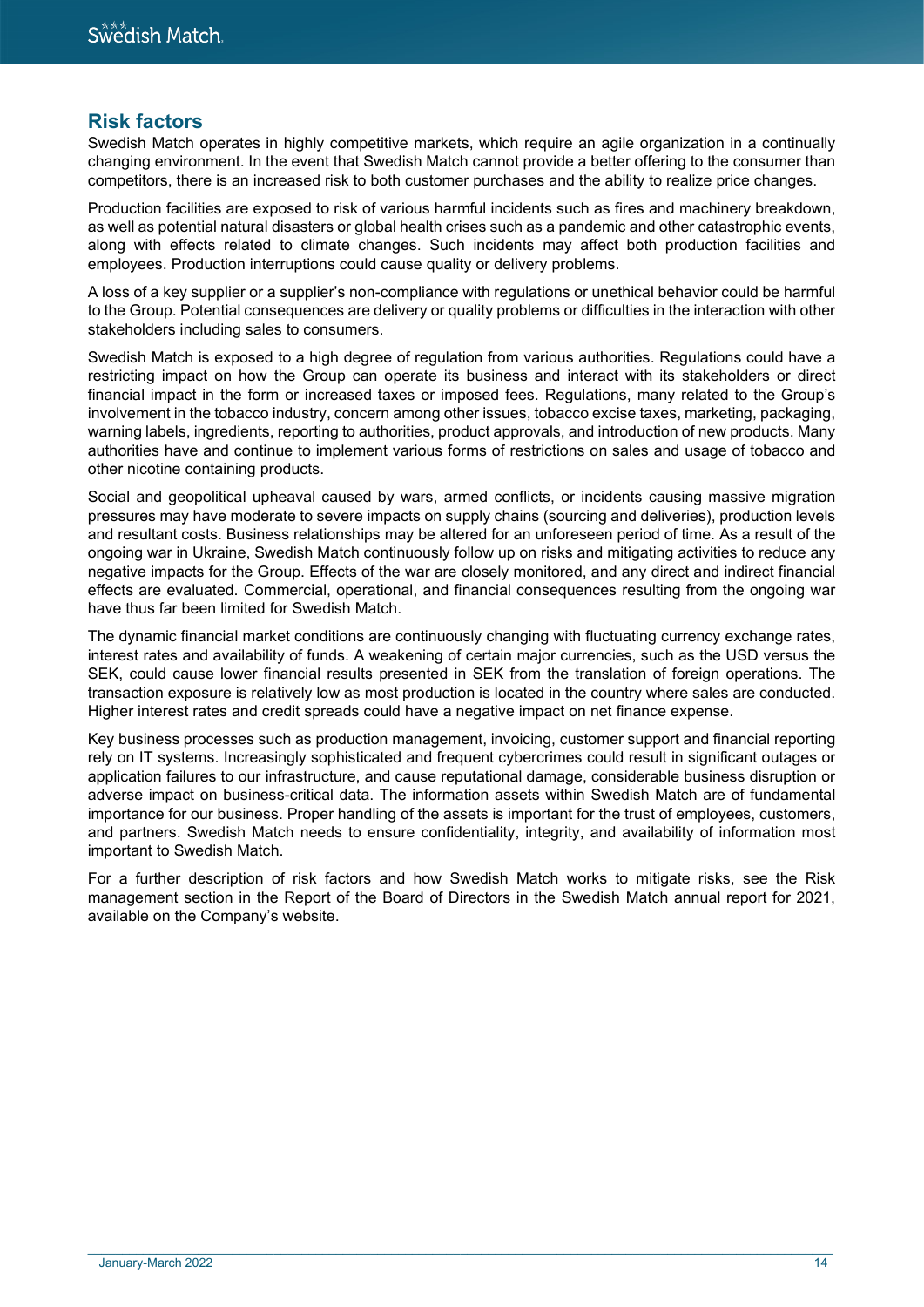## Risk factors

Swedish Match operates in highly competitive markets, which require an agile organization in a continually changing environment. In the event that Swedish Match cannot provide a better offering to the consumer than competitors, there is an increased risk to both customer purchases and the ability to realize price changes.

Production facilities are exposed to risk of various harmful incidents such as fires and machinery breakdown, as well as potential natural disasters or global health crises such as a pandemic and other catastrophic events, along with effects related to climate changes. Such incidents may affect both production facilities and employees. Production interruptions could cause quality or delivery problems.

A loss of a key supplier or a supplier's non-compliance with regulations or unethical behavior could be harmful to the Group. Potential consequences are delivery or quality problems or difficulties in the interaction with other stakeholders including sales to consumers.

Swedish Match is exposed to a high degree of regulation from various authorities. Regulations could have a restricting impact on how the Group can operate its business and interact with its stakeholders or direct financial impact in the form or increased taxes or imposed fees. Regulations, many related to the Group's involvement in the tobacco industry, concern among other issues, tobacco excise taxes, marketing, packaging, warning labels, ingredients, reporting to authorities, product approvals, and introduction of new products. Many authorities have and continue to implement various forms of restrictions on sales and usage of tobacco and other nicotine containing products.

Social and geopolitical upheaval caused by wars, armed conflicts, or incidents causing massive migration pressures may have moderate to severe impacts on supply chains (sourcing and deliveries), production levels and resultant costs. Business relationships may be altered for an unforeseen period of time. As a result of the ongoing war in Ukraine, Swedish Match continuously follow up on risks and mitigating activities to reduce any negative impacts for the Group. Effects of the war are closely monitored, and any direct and indirect financial effects are evaluated. Commercial, operational, and financial consequences resulting from the ongoing war have thus far been limited for Swedish Match.

The dynamic financial market conditions are continuously changing with fluctuating currency exchange rates, interest rates and availability of funds. A weakening of certain major currencies, such as the USD versus the SEK, could cause lower financial results presented in SEK from the translation of foreign operations. The transaction exposure is relatively low as most production is located in the country where sales are conducted. Higher interest rates and credit spreads could have a negative impact on net finance expense.

Key business processes such as production management, invoicing, customer support and financial reporting rely on IT systems. Increasingly sophisticated and frequent cybercrimes could result in significant outages or application failures to our infrastructure, and cause reputational damage, considerable business disruption or adverse impact on business-critical data. The information assets within Swedish Match are of fundamental importance for our business. Proper handling of the assets is important for the trust of employees, customers, and partners. Swedish Match needs to ensure confidentiality, integrity, and availability of information most important to Swedish Match.

For a further description of risk factors and how Swedish Match works to mitigate risks, see the Risk management section in the Report of the Board of Directors in the Swedish Match annual report for 2021, available on the Company's website.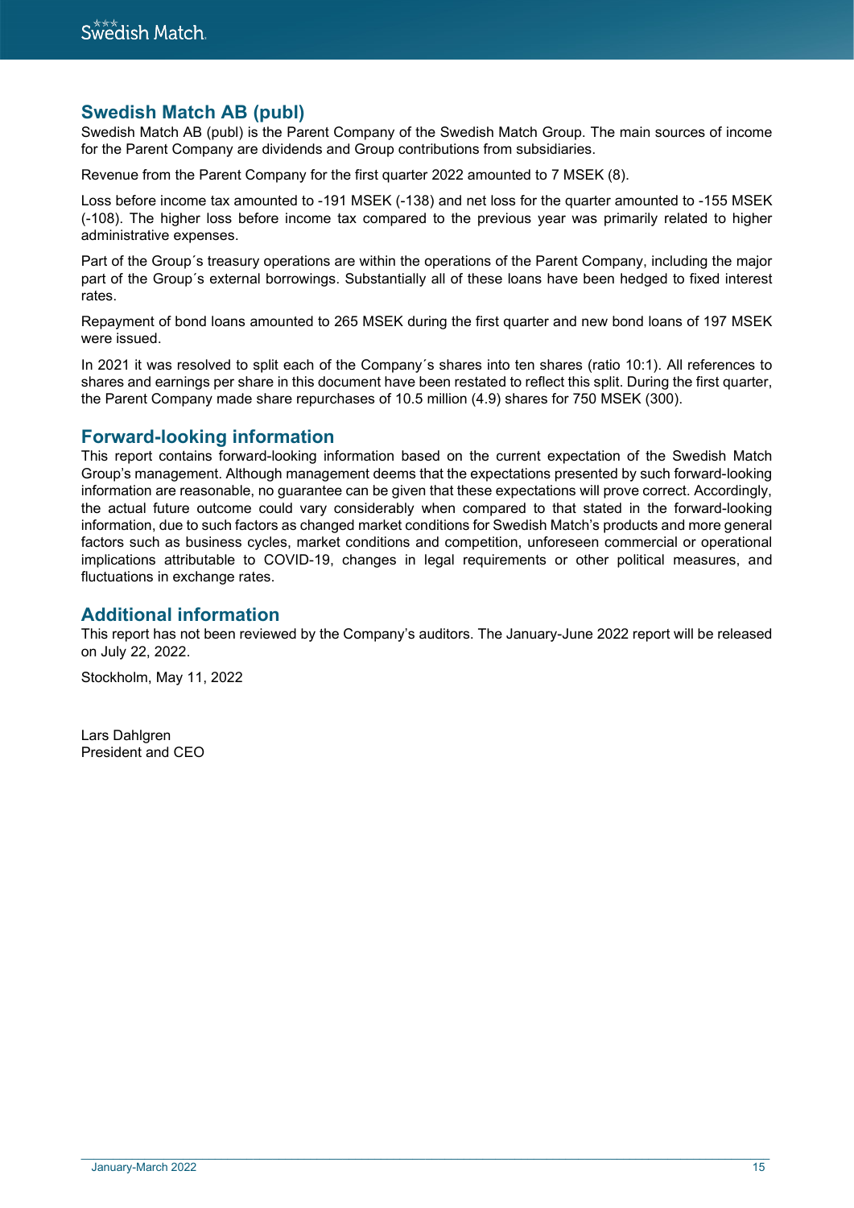## Swedish Match AB (publ)

Swedish Match AB (publ) is the Parent Company of the Swedish Match Group. The main sources of income for the Parent Company are dividends and Group contributions from subsidiaries.

Revenue from the Parent Company for the first quarter 2022 amounted to 7 MSEK (8).

Loss before income tax amounted to -191 MSEK (-138) and net loss for the quarter amounted to -155 MSEK (-108). The higher loss before income tax compared to the previous year was primarily related to higher administrative expenses.

Part of the Group´s treasury operations are within the operations of the Parent Company, including the major part of the Group´s external borrowings. Substantially all of these loans have been hedged to fixed interest rates.

Repayment of bond loans amounted to 265 MSEK during the first quarter and new bond loans of 197 MSEK were issued.

In 2021 it was resolved to split each of the Company´s shares into ten shares (ratio 10:1). All references to shares and earnings per share in this document have been restated to reflect this split. During the first quarter, the Parent Company made share repurchases of 10.5 million (4.9) shares for 750 MSEK (300).

## Forward-looking information

This report contains forward-looking information based on the current expectation of the Swedish Match Group's management. Although management deems that the expectations presented by such forward-looking information are reasonable, no guarantee can be given that these expectations will prove correct. Accordingly, the actual future outcome could vary considerably when compared to that stated in the forward-looking information, due to such factors as changed market conditions for Swedish Match's products and more general factors such as business cycles, market conditions and competition, unforeseen commercial or operational implications attributable to COVID-19, changes in legal requirements or other political measures, and fluctuations in exchange rates.

## Additional information

This report has not been reviewed by the Company's auditors. The January-June 2022 report will be released on July 22, 2022.

Stockholm, May 11, 2022

Lars Dahlgren
President and CEO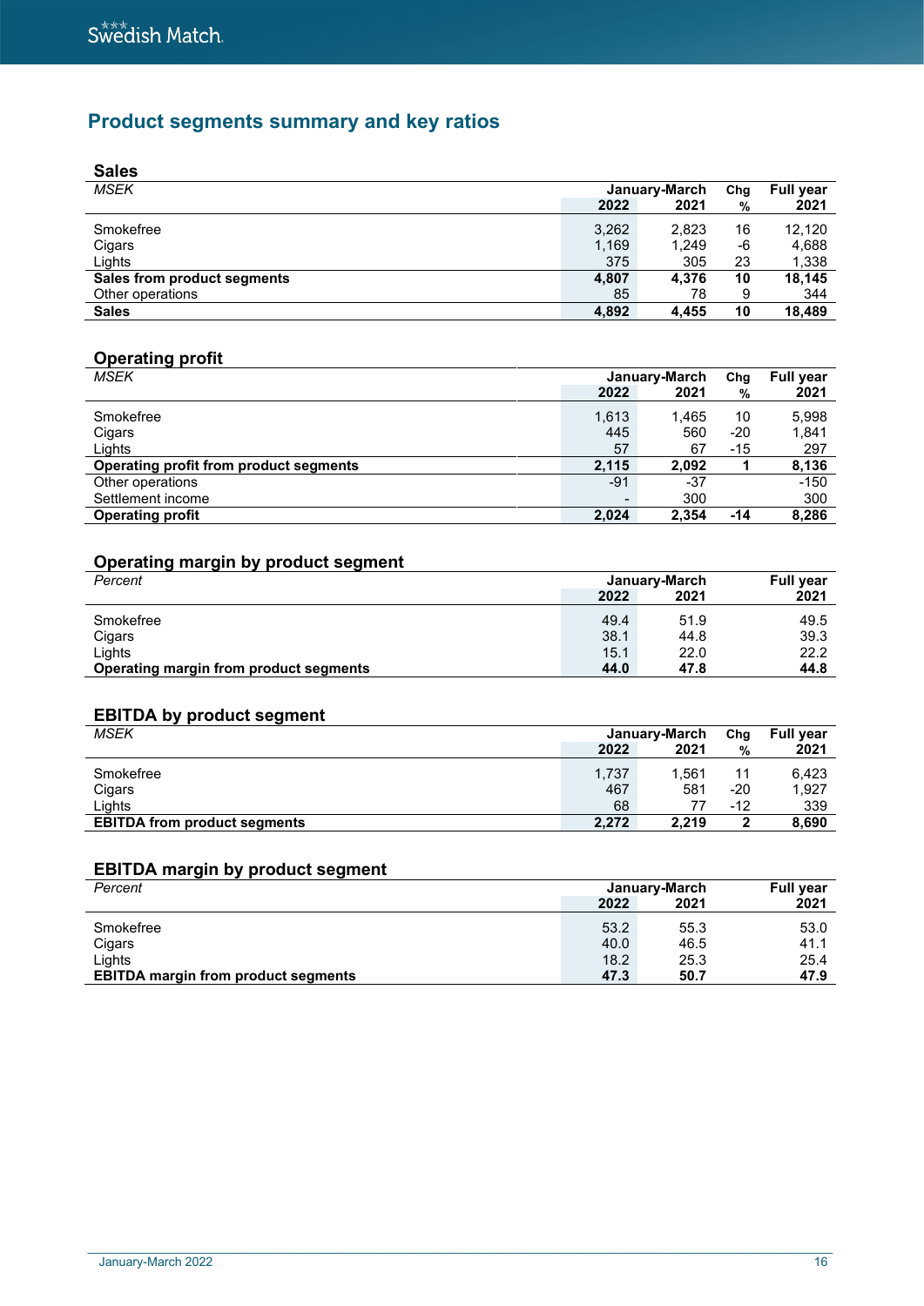## Product segments summary and key ratios

### Sales

| MSEK | January-March 2022 | January-March 2021 | Chg % | Full year 2021 |
|---|---|---|---|---|
| Smokefree | 3,262 | 2,823 | 16 | 12,120 |
| Cigars | 1,169 | 1,249 | -6 | 4,688 |
| Lights | 375 | 305 | 23 | 1,338 |
| **Sales from product segments** | **4,807** | **4,376** | **10** | **18,145** |
| Other operations | 85 | 78 | 9 | 344 |
| **Sales** | **4,892** | **4,455** | **10** | **18,489** |

### Operating profit

| MSEK | January-March 2022 | January-March 2021 | Chg % | Full year 2021 |
|---|---|---|---|---|
| Smokefree | 1,613 | 1,465 | 10 | 5,998 |
| Cigars | 445 | 560 | -20 | 1,841 |
| Lights | 57 | 67 | -15 | 297 |
| **Operating profit from product segments** | **2,115** | **2,092** | **1** | **8,136** |
| Other operations | -91 | -37 | | -150 |
| Settlement income | - | 300 | | 300 |
| **Operating profit** | **2,024** | **2,354** | **-14** | **8,286** |

### Operating margin by product segment

| Percent | January-March 2022 | January-March 2021 | Full year 2021 |
|---|---|---|---|
| Smokefree | 49.4 | 51.9 | 49.5 |
| Cigars | 38.1 | 44.8 | 39.3 |
| Lights | 15.1 | 22.0 | 22.2 |
| **Operating margin from product segments** | **44.0** | **47.8** | **44.8** |

### EBITDA by product segment

| MSEK | January-March 2022 | January-March 2021 | Chg % | Full year 2021 |
|---|---|---|---|---|
| Smokefree | 1,737 | 1,561 | 11 | 6,423 |
| Cigars | 467 | 581 | -20 | 1,927 |
| Lights | 68 | 77 | -12 | 339 |
| **EBITDA from product segments** | **2,272** | **2,219** | **2** | **8,690** |

### EBITDA margin by product segment

| Percent | January-March 2022 | January-March 2021 | Full year 2021 |
|---|---|---|---|
| Smokefree | 53.2 | 55.3 | 53.0 |
| Cigars | 40.0 | 46.5 | 41.1 |
| Lights | 18.2 | 25.3 | 25.4 |
| **EBITDA margin from product segments** | **47.3** | **50.7** | **47.9** |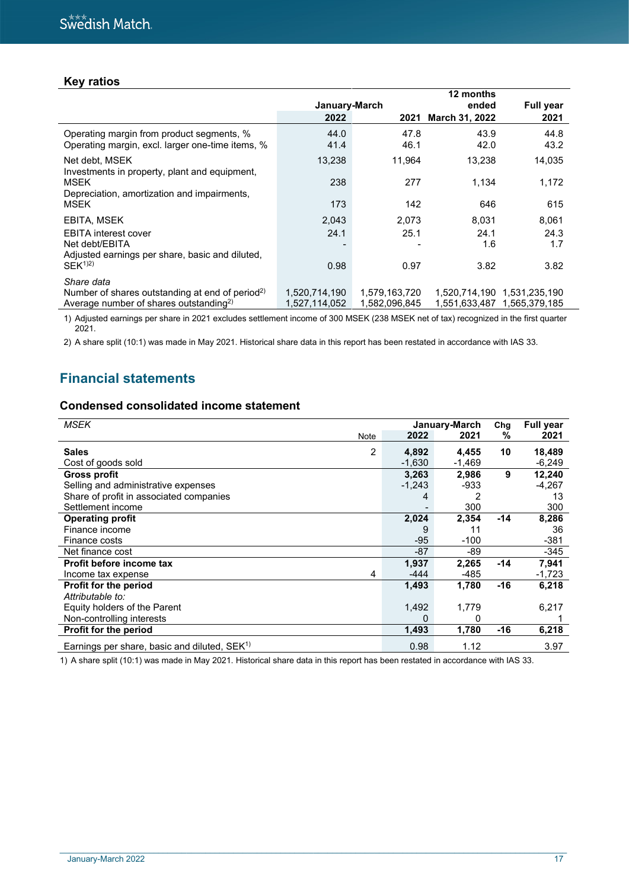### Key ratios

| | January-March | | 12 months ended | Full year |
|---|---|---|---|---|
| | 2022 | 2021 | March 31, 2022 | 2021 |
| Operating margin from product segments, % | 44.0 | 47.8 | 43.9 | 44.8 |
| Operating margin, excl. larger one-time items, % | 41.4 | 46.1 | 42.0 | 43.2 |
| Net debt, MSEK | 13,238 | 11,964 | 13,238 | 14,035 |
| Investments in property, plant and equipment, MSEK | 238 | 277 | 1,134 | 1,172 |
| Depreciation, amortization and impairments, MSEK | 173 | 142 | 646 | 615 |
| EBITA, MSEK | 2,043 | 2,073 | 8,031 | 8,061 |
| EBITA interest cover | 24.1 | 25.1 | 24.1 | 24.3 |
| Net debt/EBITA | - | - | 1.6 | 1.7 |
| Adjusted earnings per share, basic and diluted, SEK[1)2)] | 0.98 | 0.97 | 3.82 | 3.82 |
| *Share data* | | | | |
| Number of shares outstanding at end of period[2)] | 1,520,714,190 | 1,579,163,720 | 1,520,714,190 | 1,531,235,190 |
| Average number of shares outstanding[2)] | 1,527,114,052 | 1,582,096,845 | 1,551,633,487 | 1,565,379,185 |

1) Adjusted earnings per share in 2021 excludes settlement income of 300 MSEK (238 MSEK net of tax) recognized in the first quarter 2021.

2) A share split (10:1) was made in May 2021. Historical share data in this report has been restated in accordance with IAS 33.

## Financial statements

### Condensed consolidated income statement

| *MSEK* | Note | January-March 2022 | January-March 2021 | Chg % | Full year 2021 |
|---|---|---|---|---|---|
| **Sales** | 2 | **4,892** | **4,455** | **10** | **18,489** |
| Cost of goods sold | | -1,630 | -1,469 | | -6,249 |
| **Gross profit** | | **3,263** | **2,986** | **9** | **12,240** |
| Selling and administrative expenses | | -1,243 | -933 | | -4,267 |
| Share of profit in associated companies | | 4 | 2 | | 13 |
| Settlement income | | - | 300 | | 300 |
| **Operating profit** | | **2,024** | **2,354** | **-14** | **8,286** |
| Finance income | | 9 | 11 | | 36 |
| Finance costs | | -95 | -100 | | -381 |
| Net finance cost | | -87 | -89 | | -345 |
| **Profit before income tax** | | **1,937** | **2,265** | **-14** | **7,941** |
| Income tax expense | 4 | -444 | -485 | | -1,723 |
| **Profit for the period** | | **1,493** | **1,780** | **-16** | **6,218** |
| *Attributable to:* | | | | | |
| Equity holders of the Parent | | 1,492 | 1,779 | | 6,217 |
| Non-controlling interests | | 0 | 0 | | 1 |
| **Profit for the period** | | **1,493** | **1,780** | **-16** | **6,218** |
| Earnings per share, basic and diluted, SEK[1)] | | 0.98 | 1.12 | | 3.97 |

1) A share split (10:1) was made in May 2021. Historical share data in this report has been restated in accordance with IAS 33.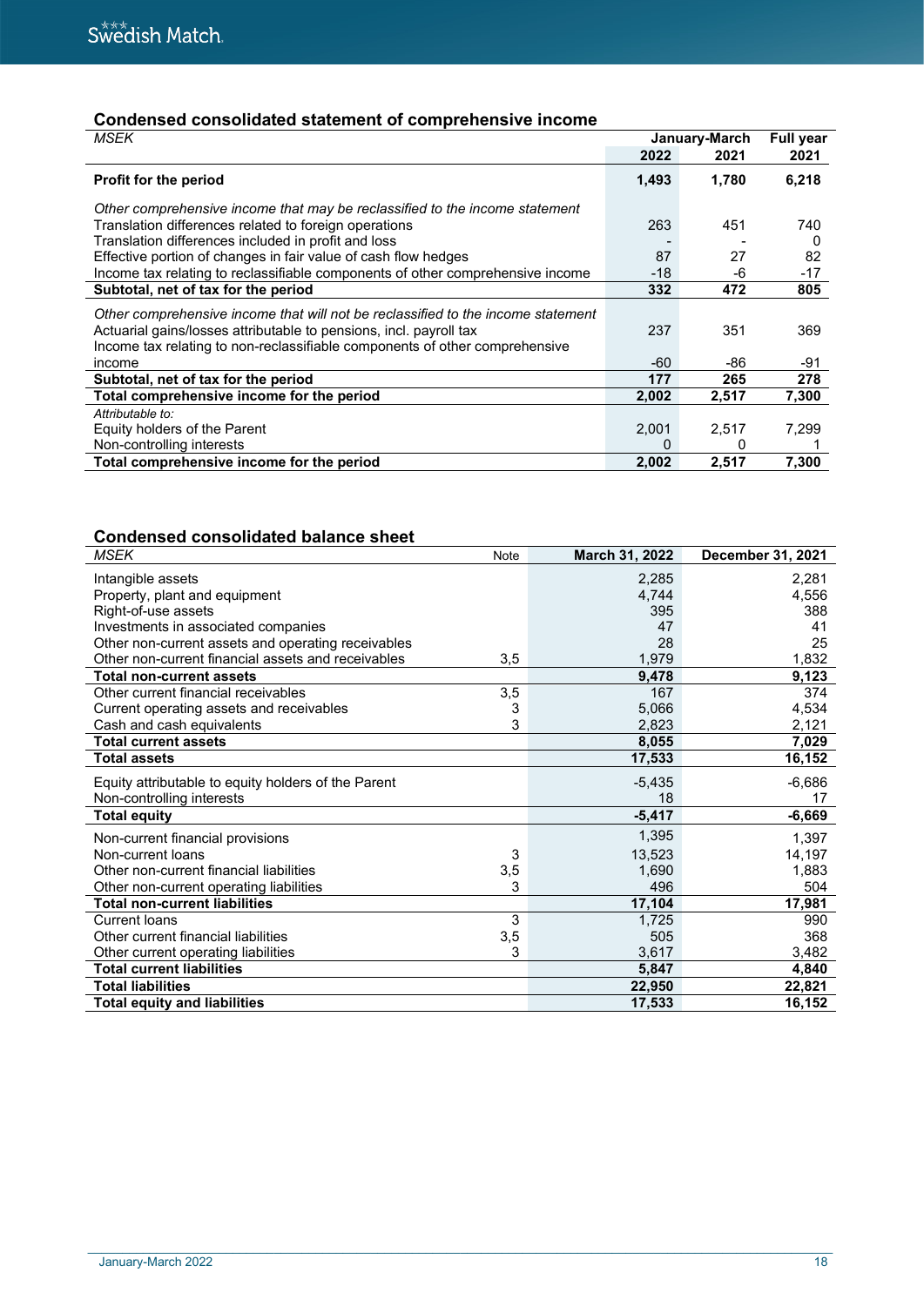## Condensed consolidated statement of comprehensive income

| *MSEK* | January-March | | Full year |
|---|---|---|---|
| | 2022 | 2021 | 2021 |
| **Profit for the period** | **1,493** | **1,780** | **6,218** |
| *Other comprehensive income that may be reclassified to the income statement* | | | |
| Translation differences related to foreign operations | 263 | 451 | 740 |
| Translation differences included in profit and loss | - | - | 0 |
| Effective portion of changes in fair value of cash flow hedges | 87 | 27 | 82 |
| Income tax relating to reclassifiable components of other comprehensive income | -18 | -6 | -17 |
| **Subtotal, net of tax for the period** | **332** | **472** | **805** |
| *Other comprehensive income that will not be reclassified to the income statement* | | | |
| Actuarial gains/losses attributable to pensions, incl. payroll tax | 237 | 351 | 369 |
| Income tax relating to non-reclassifiable components of other comprehensive income | -60 | -86 | -91 |
| **Subtotal, net of tax for the period** | **177** | **265** | **278** |
| **Total comprehensive income for the period** | **2,002** | **2,517** | **7,300** |
| *Attributable to:* | | | |
| Equity holders of the Parent | 2,001 | 2,517 | 7,299 |
| Non-controlling interests | 0 | 0 | 1 |
| **Total comprehensive income for the period** | **2,002** | **2,517** | **7,300** |

## Condensed consolidated balance sheet

| *MSEK* | Note | March 31, 2022 | December 31, 2021 |
|---|---|---|---|
| Intangible assets | | 2,285 | 2,281 |
| Property, plant and equipment | | 4,744 | 4,556 |
| Right-of-use assets | | 395 | 388 |
| Investments in associated companies | | 47 | 41 |
| Other non-current assets and operating receivables | | 28 | 25 |
| Other non-current financial assets and receivables | 3,5 | 1,979 | 1,832 |
| **Total non-current assets** | | **9,478** | **9,123** |
| Other current financial receivables | 3,5 | 167 | 374 |
| Current operating assets and receivables | 3 | 5,066 | 4,534 |
| Cash and cash equivalents | 3 | 2,823 | 2,121 |
| **Total current assets** | | **8,055** | **7,029** |
| **Total assets** | | **17,533** | **16,152** |
| Equity attributable to equity holders of the Parent | | -5,435 | -6,686 |
| Non-controlling interests | | 18 | 17 |
| **Total equity** | | **-5,417** | **-6,669** |
| Non-current financial provisions | | 1,395 | 1,397 |
| Non-current loans | 3 | 13,523 | 14,197 |
| Other non-current financial liabilities | 3,5 | 1,690 | 1,883 |
| Other non-current operating liabilities | 3 | 496 | 504 |
| **Total non-current liabilities** | | **17,104** | **17,981** |
| Current loans | 3 | 1,725 | 990 |
| Other current financial liabilities | 3,5 | 505 | 368 |
| Other current operating liabilities | 3 | 3,617 | 3,482 |
| **Total current liabilities** | | **5,847** | **4,840** |
| **Total liabilities** | | **22,950** | **22,821** |
| **Total equity and liabilities** | | **17,533** | **16,152** |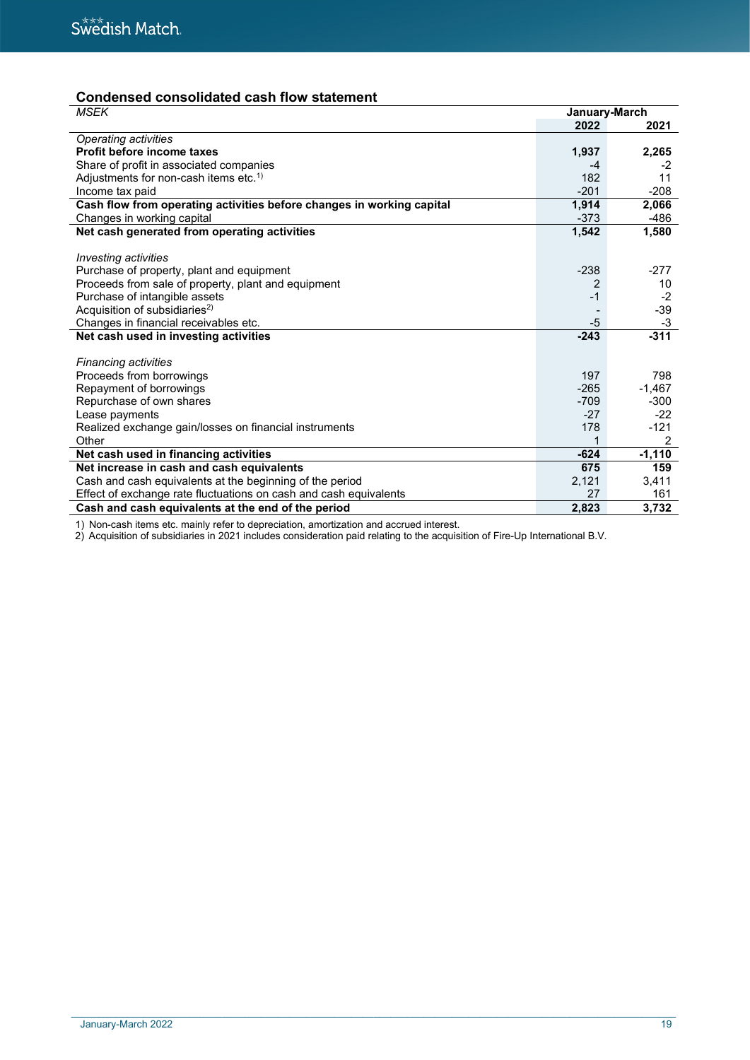## Condensed consolidated cash flow statement

| *MSEK* | January-March | |
|---|---|---|
| | **2022** | **2021** |
| *Operating activities* | | |
| **Profit before income taxes** | **1,937** | **2,265** |
| Share of profit in associated companies | -4 | -2 |
| Adjustments for non-cash items etc.[1)] | 182 | 11 |
| Income tax paid | -201 | -208 |
| **Cash flow from operating activities before changes in working capital** | **1,914** | **2,066** |
| Changes in working capital | -373 | -486 |
| **Net cash generated from operating activities** | **1,542** | **1,580** |
| | | |
| *Investing activities* | | |
| Purchase of property, plant and equipment | -238 | -277 |
| Proceeds from sale of property, plant and equipment | 2 | 10 |
| Purchase of intangible assets | -1 | -2 |
| Acquisition of subsidiaries[2)] | - | -39 |
| Changes in financial receivables etc. | -5 | -3 |
| **Net cash used in investing activities** | **-243** | **-311** |
| | | |
| *Financing activities* | | |
| Proceeds from borrowings | 197 | 798 |
| Repayment of borrowings | -265 | -1,467 |
| Repurchase of own shares | -709 | -300 |
| Lease payments | -27 | -22 |
| Realized exchange gain/losses on financial instruments | 178 | -121 |
| Other | 1 | 2 |
| **Net cash used in financing activities** | **-624** | **-1,110** |
| **Net increase in cash and cash equivalents** | **675** | **159** |
| Cash and cash equivalents at the beginning of the period | 2,121 | 3,411 |
| Effect of exchange rate fluctuations on cash and cash equivalents | 27 | 161 |
| **Cash and cash equivalents at the end of the period** | **2,823** | **3,732** |

1) Non-cash items etc. mainly refer to depreciation, amortization and accrued interest.
2) Acquisition of subsidiaries in 2021 includes consideration paid relating to the acquisition of Fire-Up International B.V.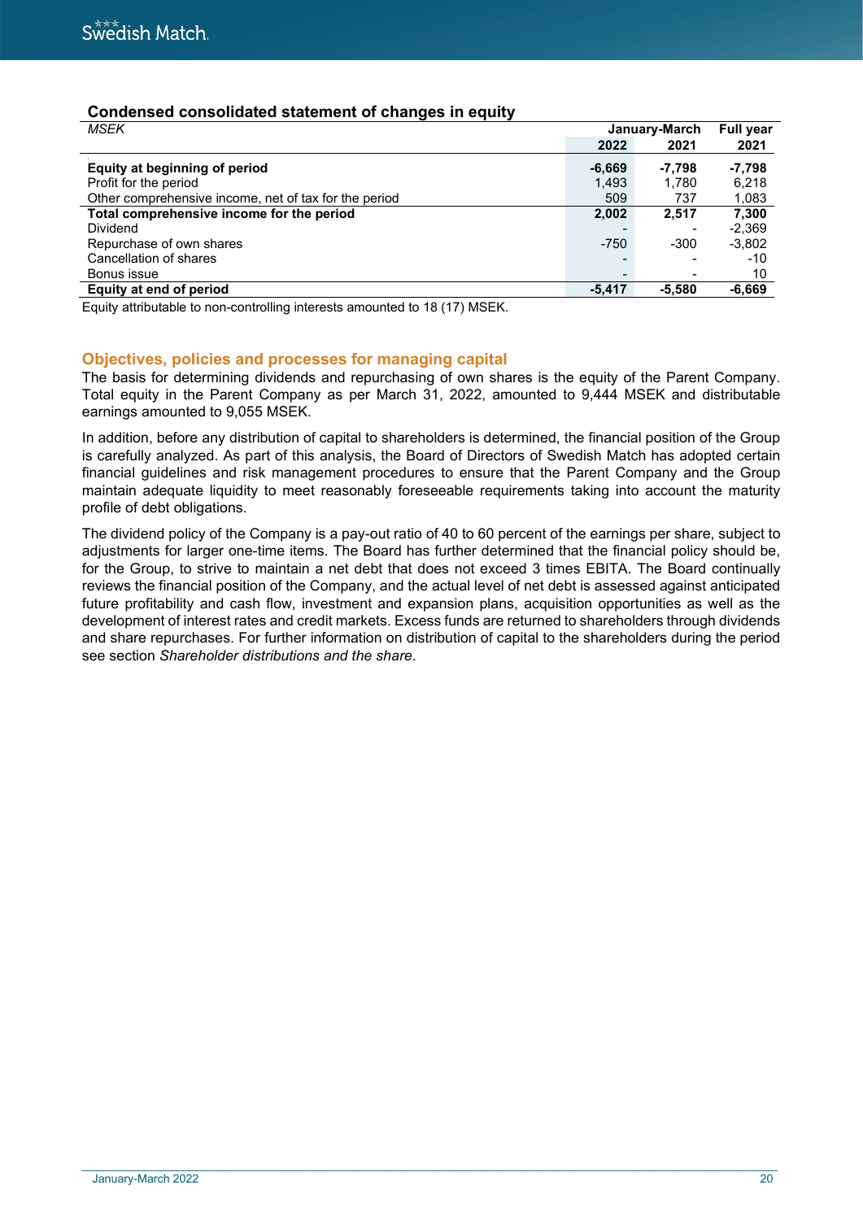## Condensed consolidated statement of changes in equity

| *MSEK* | January-March | | Full year |
|---|---|---|---|
| | 2022 | 2021 | 2021 |
| **Equity at beginning of period** | **-6,669** | **-7,798** | **-7,798** |
| Profit for the period | 1,493 | 1,780 | 6,218 |
| Other comprehensive income, net of tax for the period | 509 | 737 | 1,083 |
| **Total comprehensive income for the period** | **2,002** | **2,517** | **7,300** |
| Dividend | - | - | -2,369 |
| Repurchase of own shares | -750 | -300 | -3,802 |
| Cancellation of shares | - | - | -10 |
| Bonus issue | - | - | 10 |
| **Equity at end of period** | **-5,417** | **-5,580** | **-6,669** |

Equity attributable to non-controlling interests amounted to 18 (17) MSEK.

## Objectives, policies and processes for managing capital

The basis for determining dividends and repurchasing of own shares is the equity of the Parent Company. Total equity in the Parent Company as per March 31, 2022, amounted to 9,444 MSEK and distributable earnings amounted to 9,055 MSEK.

In addition, before any distribution of capital to shareholders is determined, the financial position of the Group is carefully analyzed. As part of this analysis, the Board of Directors of Swedish Match has adopted certain financial guidelines and risk management procedures to ensure that the Parent Company and the Group maintain adequate liquidity to meet reasonably foreseeable requirements taking into account the maturity profile of debt obligations.

The dividend policy of the Company is a pay-out ratio of 40 to 60 percent of the earnings per share, subject to adjustments for larger one-time items. The Board has further determined that the financial policy should be, for the Group, to strive to maintain a net debt that does not exceed 3 times EBITA. The Board continually reviews the financial position of the Company, and the actual level of net debt is assessed against anticipated future profitability and cash flow, investment and expansion plans, acquisition opportunities as well as the development of interest rates and credit markets. Excess funds are returned to shareholders through dividends and share repurchases. For further information on distribution of capital to the shareholders during the period see section *Shareholder distributions and the share*.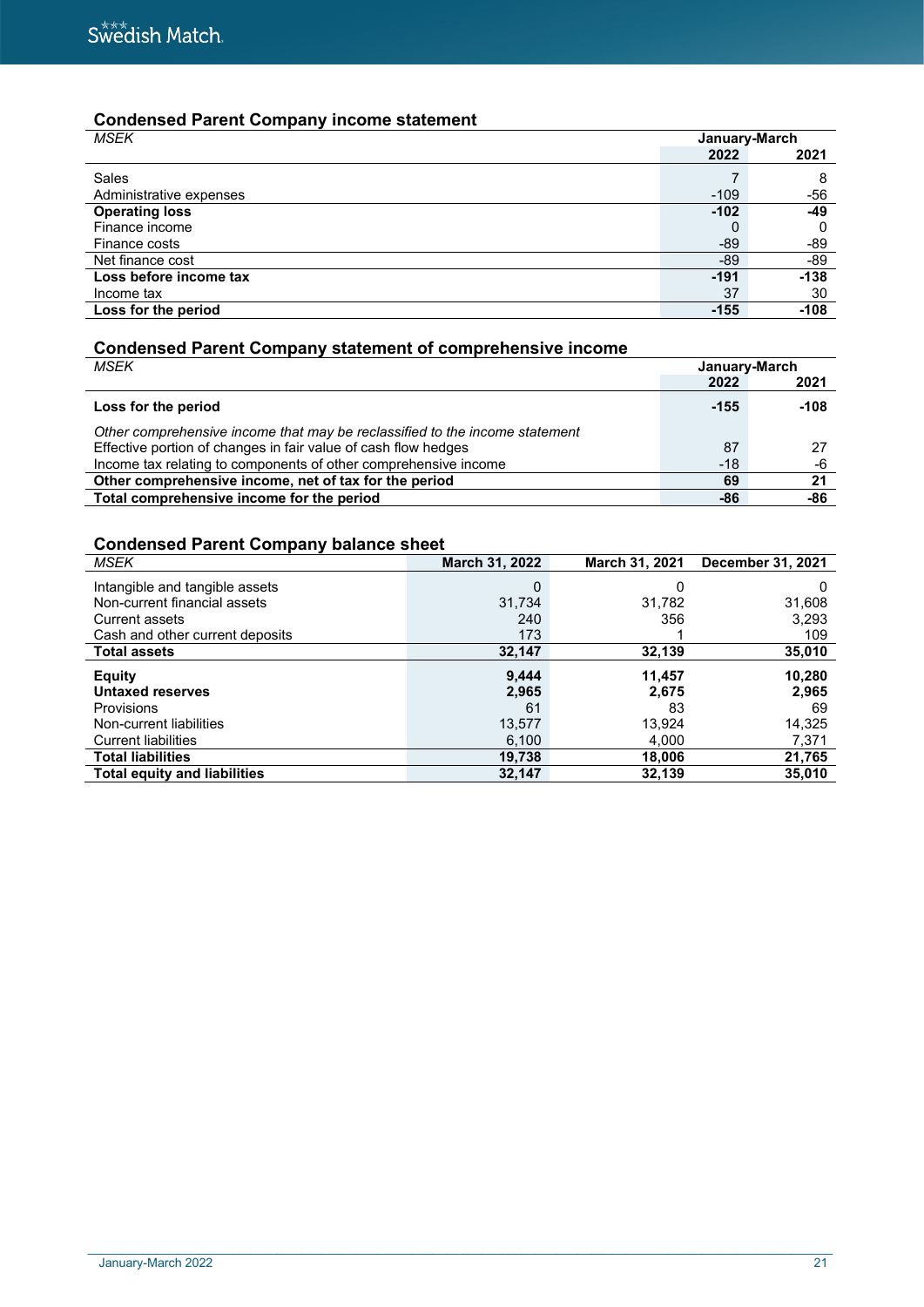## Condensed Parent Company income statement

| MSEK | January-March | |
|---|---|---|
| | 2022 | 2021 |
| Sales | 7 | 8 |
| Administrative expenses | -109 | -56 |
| **Operating loss** | **-102** | **-49** |
| Finance income | 0 | 0 |
| Finance costs | -89 | -89 |
| Net finance cost | -89 | -89 |
| **Loss before income tax** | **-191** | **-138** |
| Income tax | 37 | 30 |
| **Loss for the period** | **-155** | **-108** |

## Condensed Parent Company statement of comprehensive income

| MSEK | January-March | |
|---|---|---|
| | 2022 | 2021 |
| **Loss for the period** | **-155** | **-108** |
| *Other comprehensive income that may be reclassified to the income statement* | | |
| Effective portion of changes in fair value of cash flow hedges | 87 | 27 |
| Income tax relating to components of other comprehensive income | -18 | -6 |
| **Other comprehensive income, net of tax for the period** | **69** | **21** |
| **Total comprehensive income for the period** | **-86** | **-86** |

## Condensed Parent Company balance sheet

| MSEK | March 31, 2022 | March 31, 2021 | December 31, 2021 |
|---|---|---|---|
| Intangible and tangible assets | 0 | 0 | 0 |
| Non-current financial assets | 31,734 | 31,782 | 31,608 |
| Current assets | 240 | 356 | 3,293 |
| Cash and other current deposits | 173 | 1 | 109 |
| **Total assets** | **32,147** | **32,139** | **35,010** |
| **Equity** | **9,444** | **11,457** | **10,280** |
| **Untaxed reserves** | **2,965** | **2,675** | **2,965** |
| Provisions | 61 | 83 | 69 |
| Non-current liabilities | 13,577 | 13,924 | 14,325 |
| Current liabilities | 6,100 | 4,000 | 7,371 |
| **Total liabilities** | **19,738** | **18,006** | **21,765** |
| **Total equity and liabilities** | **32,147** | **32,139** | **35,010** |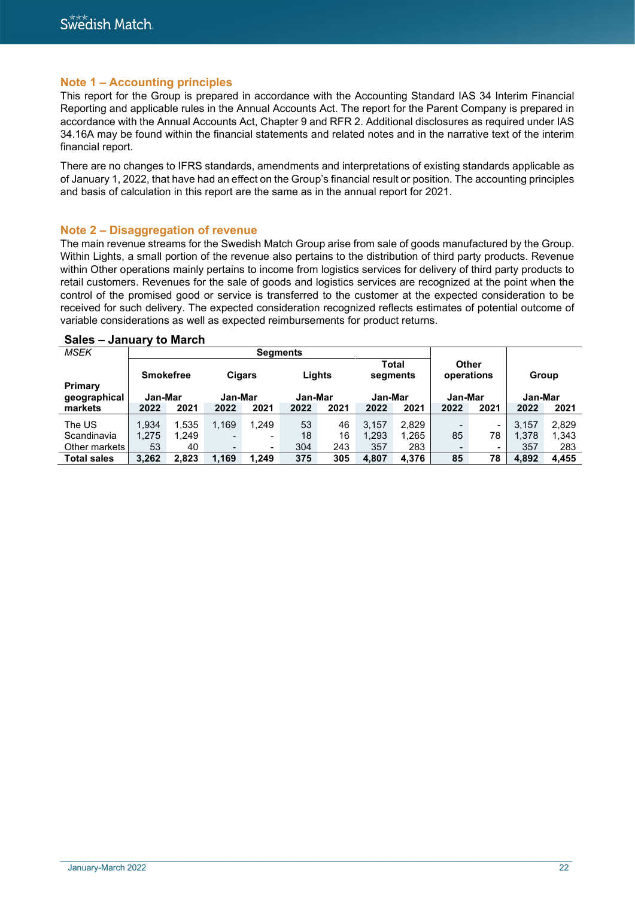## Note 1 – Accounting principles

This report for the Group is prepared in accordance with the Accounting Standard IAS 34 Interim Financial Reporting and applicable rules in the Annual Accounts Act. The report for the Parent Company is prepared in accordance with the Annual Accounts Act, Chapter 9 and RFR 2. Additional disclosures as required under IAS 34.16A may be found within the financial statements and related notes and in the narrative text of the interim financial report.

There are no changes to IFRS standards, amendments and interpretations of existing standards applicable as of January 1, 2022, that have had an effect on the Group's financial result or position. The accounting principles and basis of calculation in this report are the same as in the annual report for 2021.

## Note 2 – Disaggregation of revenue

The main revenue streams for the Swedish Match Group arise from sale of goods manufactured by the Group. Within Lights, a small portion of the revenue also pertains to the distribution of third party products. Revenue within Other operations mainly pertains to income from logistics services for delivery of third party products to retail customers. Revenues for the sale of goods and logistics services are recognized at the point when the control of the promised good or service is transferred to the customer at the expected consideration to be received for such delivery. The expected consideration recognized reflects estimates of potential outcome of variable considerations as well as expected reimbursements for product returns.

**Sales – January to March**

| *MSEK* | Segments | | | | | | | | | | | |
|---|---|---|---|---|---|---|---|---|---|---|---|---|
| | **Smokefree** | | **Cigars** | | **Lights** | | **Total segments** | | **Other operations** | | **Group** | |
| **Primary geographical markets** | **Jan-Mar** | | **Jan-Mar** | | **Jan-Mar** | | **Jan-Mar** | | **Jan-Mar** | | **Jan-Mar** | |
| | **2022** | **2021** | **2022** | **2021** | **2022** | **2021** | **2022** | **2021** | **2022** | **2021** | **2022** | **2021** |
| The US | 1,934 | 1,535 | 1,169 | 1,249 | 53 | 46 | 3,157 | 2,829 | - | - | 3,157 | 2,829 |
| Scandinavia | 1,275 | 1,249 | - | - | 18 | 16 | 1,293 | 1,265 | 85 | 78 | 1,378 | 1,343 |
| Other markets | 53 | 40 | - | - | 304 | 243 | 357 | 283 | - | - | 357 | 283 |
| **Total sales** | **3,262** | **2,823** | **1,169** | **1,249** | **375** | **305** | **4,807** | **4,376** | **85** | **78** | **4,892** | **4,455** |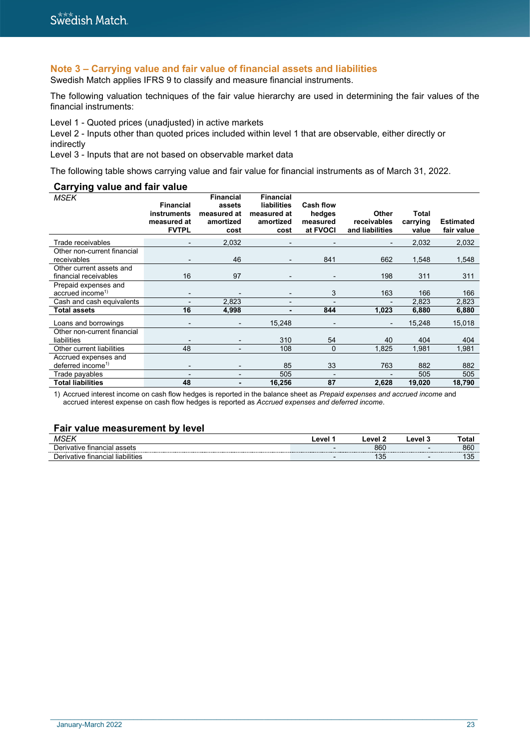## Note 3 – Carrying value and fair value of financial assets and liabilities

Swedish Match applies IFRS 9 to classify and measure financial instruments.

The following valuation techniques of the fair value hierarchy are used in determining the fair values of the financial instruments:

Level 1 - Quoted prices (unadjusted) in active markets
Level 2 - Inputs other than quoted prices included within level 1 that are observable, either directly or indirectly
Level 3 - Inputs that are not based on observable market data

The following table shows carrying value and fair value for financial instruments as of March 31, 2022.

### Carrying value and fair value

| *MSEK* | **Financial instruments measured at FVTPL** | **Financial assets measured at amortized cost** | **Financial liabilities measured at amortized cost** | **Cash flow hedges measured at FVOCI** | **Other receivables and liabilities** | **Total carrying value** | **Estimated fair value** |
|---|---|---|---|---|---|---|---|
| Trade receivables | - | 2,032 | - | - | - | 2,032 | 2,032 |
| Other non-current financial receivables | - | 46 | - | 841 | 662 | 1,548 | 1,548 |
| Other current assets and financial receivables | 16 | 97 | - | - | 198 | 311 | 311 |
| Prepaid expenses and accrued income[1] | - | - | - | 3 | 163 | 166 | 166 |
| Cash and cash equivalents | - | 2,823 | - | - | - | 2,823 | 2,823 |
| **Total assets** | **16** | **4,998** | **-** | **844** | **1,023** | **6,880** | **6,880** |
| Loans and borrowings | - | - | 15,248 | - | - | 15,248 | 15,018 |
| Other non-current financial liabilities | - | - | 310 | 54 | 40 | 404 | 404 |
| Other current liabilities | 48 | - | 108 | 0 | 1,825 | 1,981 | 1,981 |
| Accrued expenses and deferred income[1] | - | - | 85 | 33 | 763 | 882 | 882 |
| Trade payables | - | - | 505 | - | - | 505 | 505 |
| **Total liabilities** | **48** | **-** | **16,256** | **87** | **2,628** | **19,020** | **18,790** |

1) Accrued interest income on cash flow hedges is reported in the balance sheet as *Prepaid expenses and accrued income* and accrued interest expense on cash flow hedges is reported as *Accrued expenses and deferred income*.

### Fair value measurement by level

| *MSEK* | **Level 1** | **Level 2** | **Level 3** | **Total** |
|---|---|---|---|---|
| Derivative financial assets | - | 860 | - | 860 |
| Derivative financial liabilities | - | 135 | - | 135 |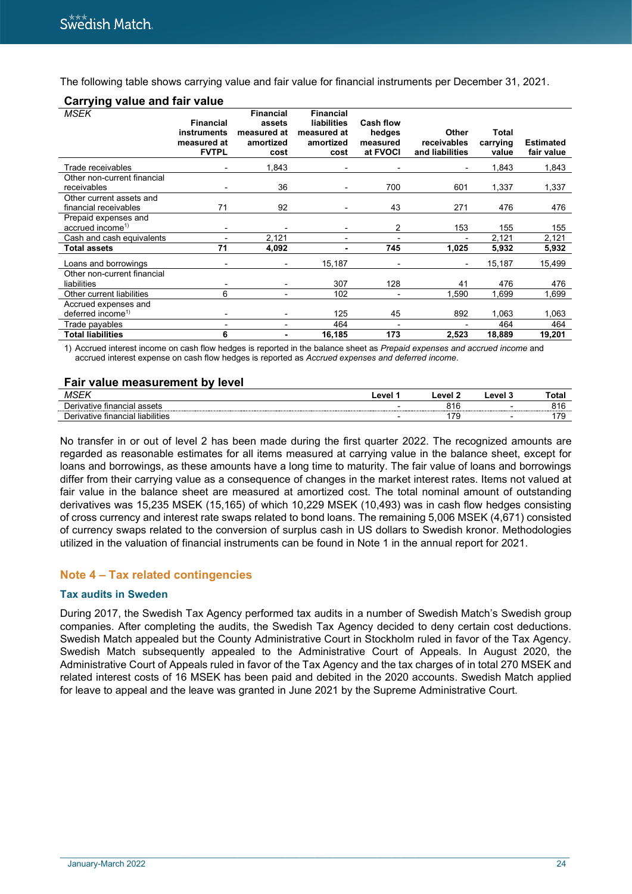The following table shows carrying value and fair value for financial instruments per December 31, 2021.

**Carrying value and fair value**

| *MSEK* | Financial instruments measured at FVTPL | Financial assets measured at amortized cost | Financial liabilities measured at amortized cost | Cash flow hedges measured at FVOCI | Other receivables and liabilities | Total carrying value | Estimated fair value |
|---|---|---|---|---|---|---|---|
| Trade receivables | - | 1,843 | - | - | - | 1,843 | 1,843 |
| Other non-current financial receivables | - | 36 | - | 700 | 601 | 1,337 | 1,337 |
| Other current assets and financial receivables | 71 | 92 | - | 43 | 271 | 476 | 476 |
| Prepaid expenses and accrued income[1] | - | - | - | 2 | 153 | 155 | 155 |
| Cash and cash equivalents | - | 2,121 | - | - | - | 2,121 | 2,121 |
| **Total assets** | **71** | **4,092** | **-** | **745** | **1,025** | **5,932** | **5,932** |
| Loans and borrowings | - | - | 15,187 | - | - | 15,187 | 15,499 |
| Other non-current financial liabilities | - | - | 307 | 128 | 41 | 476 | 476 |
| Other current liabilities | 6 | - | 102 | - | 1,590 | 1,699 | 1,699 |
| Accrued expenses and deferred income[1] | - | - | 125 | 45 | 892 | 1,063 | 1,063 |
| Trade payables | - | - | 464 | - | - | 464 | 464 |
| **Total liabilities** | **6** | **-** | **16,185** | **173** | **2,523** | **18,889** | **19,201** |

1) Accrued interest income on cash flow hedges is reported in the balance sheet as *Prepaid expenses and accrued income* and accrued interest expense on cash flow hedges is reported as *Accrued expenses and deferred income*.

**Fair value measurement by level**

| *MSEK* | Level 1 | Level 2 | Level 3 | Total |
|---|---|---|---|---|
| Derivative financial assets | - | 816 | - | 816 |
| Derivative financial liabilities | - | 179 | - | 179 |

No transfer in or out of level 2 has been made during the first quarter 2022. The recognized amounts are regarded as reasonable estimates for all items measured at carrying value in the balance sheet, except for loans and borrowings, as these amounts have a long time to maturity. The fair value of loans and borrowings differ from their carrying value as a consequence of changes in the market interest rates. Items not valued at fair value in the balance sheet are measured at amortized cost. The total nominal amount of outstanding derivatives was 15,235 MSEK (15,165) of which 10,229 MSEK (10,493) was in cash flow hedges consisting of cross currency and interest rate swaps related to bond loans. The remaining 5,006 MSEK (4,671) consisted of currency swaps related to the conversion of surplus cash in US dollars to Swedish kronor. Methodologies utilized in the valuation of financial instruments can be found in Note 1 in the annual report for 2021.

## Note 4 – Tax related contingencies

### Tax audits in Sweden

During 2017, the Swedish Tax Agency performed tax audits in a number of Swedish Match's Swedish group companies. After completing the audits, the Swedish Tax Agency decided to deny certain cost deductions. Swedish Match appealed but the County Administrative Court in Stockholm ruled in favor of the Tax Agency. Swedish Match subsequently appealed to the Administrative Court of Appeals. In August 2020, the Administrative Court of Appeals ruled in favor of the Tax Agency and the tax charges of in total 270 MSEK and related interest costs of 16 MSEK has been paid and debited in the 2020 accounts. Swedish Match applied for leave to appeal and the leave was granted in June 2021 by the Supreme Administrative Court.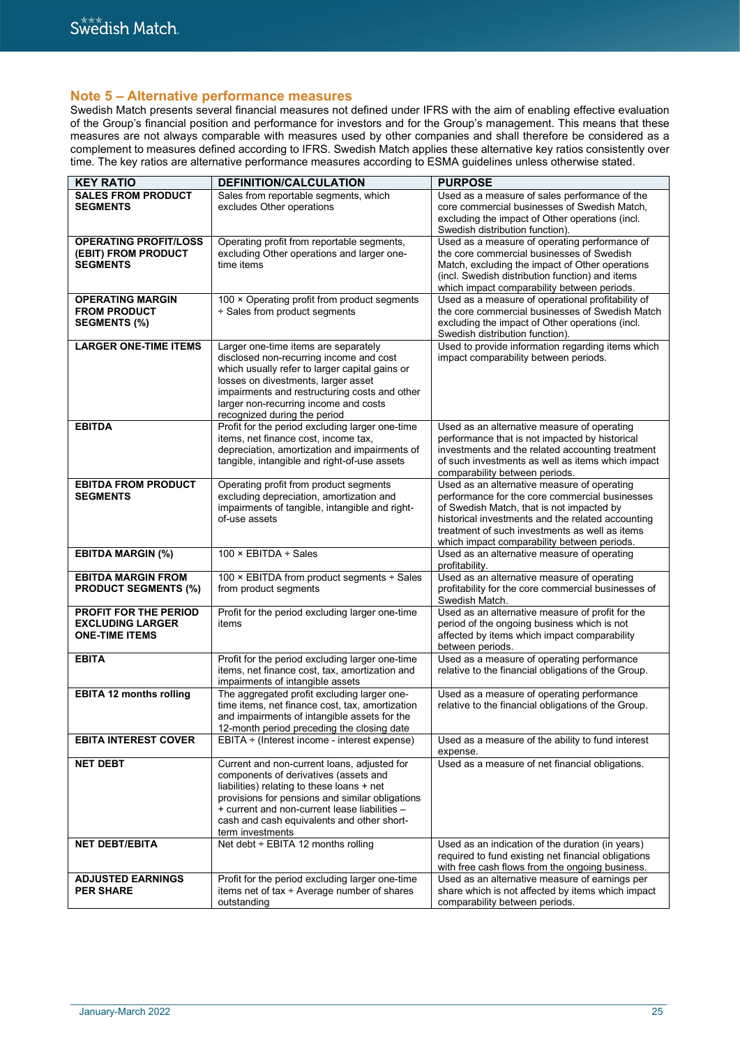## Note 5 – Alternative performance measures

Swedish Match presents several financial measures not defined under IFRS with the aim of enabling effective evaluation of the Group's financial position and performance for investors and for the Group's management. This means that these measures are not always comparable with measures used by other companies and shall therefore be considered as a complement to measures defined according to IFRS. Swedish Match applies these alternative key ratios consistently over time. The key ratios are alternative performance measures according to ESMA guidelines unless otherwise stated.

| KEY RATIO | DEFINITION/CALCULATION | PURPOSE |
|---|---|---|
| **SALES FROM PRODUCT SEGMENTS** | Sales from reportable segments, which excludes Other operations | Used as a measure of sales performance of the core commercial businesses of Swedish Match, excluding the impact of Other operations (incl. Swedish distribution function). |
| **OPERATING PROFIT/LOSS (EBIT) FROM PRODUCT SEGMENTS** | Operating profit from reportable segments, excluding Other operations and larger one-time items | Used as a measure of operating performance of the core commercial businesses of Swedish Match, excluding the impact of Other operations (incl. Swedish distribution function) and items which impact comparability between periods. |
| **OPERATING MARGIN FROM PRODUCT SEGMENTS (%)** | 100 × Operating profit from product segments ÷ Sales from product segments | Used as a measure of operational profitability of the core commercial businesses of Swedish Match excluding the impact of Other operations (incl. Swedish distribution function). |
| **LARGER ONE-TIME ITEMS** | Larger one-time items are separately disclosed non-recurring income and cost which usually refer to larger capital gains or losses on divestments, larger asset impairments and restructuring costs and other larger non-recurring income and costs recognized during the period | Used to provide information regarding items which impact comparability between periods. |
| **EBITDA** | Profit for the period excluding larger one-time items, net finance cost, income tax, depreciation, amortization and impairments of tangible, intangible and right-of-use assets | Used as an alternative measure of operating performance that is not impacted by historical investments and the related accounting treatment of such investments as well as items which impact comparability between periods. |
| **EBITDA FROM PRODUCT SEGMENTS** | Operating profit from product segments excluding depreciation, amortization and impairments of tangible, intangible and right-of-use assets | Used as an alternative measure of operating performance for the core commercial businesses of Swedish Match, that is not impacted by historical investments and the related accounting treatment of such investments as well as items which impact comparability between periods. |
| **EBITDA MARGIN (%)** | 100 × EBITDA ÷ Sales | Used as an alternative measure of operating profitability. |
| **EBITDA MARGIN FROM PRODUCT SEGMENTS (%)** | 100 × EBITDA from product segments ÷ Sales from product segments | Used as an alternative measure of operating profitability for the core commercial businesses of Swedish Match. |
| **PROFIT FOR THE PERIOD EXCLUDING LARGER ONE-TIME ITEMS** | Profit for the period excluding larger one-time items | Used as an alternative measure of profit for the period of the ongoing business which is not affected by items which impact comparability between periods. |
| **EBITA** | Profit for the period excluding larger one-time items, net finance cost, tax, amortization and impairments of intangible assets | Used as a measure of operating performance relative to the financial obligations of the Group. |
| **EBITA 12 months rolling** | The aggregated profit excluding larger one-time items, net finance cost, tax, amortization and impairments of intangible assets for the 12-month period preceding the closing date | Used as a measure of operating performance relative to the financial obligations of the Group. |
| **EBITA INTEREST COVER** | EBITA ÷ (Interest income - interest expense) | Used as a measure of the ability to fund interest expense. |
| **NET DEBT** | Current and non-current loans, adjusted for components of derivatives (assets and liabilities) relating to these loans + net provisions for pensions and similar obligations + current and non-current lease liabilities – cash and cash equivalents and other short-term investments | Used as a measure of net financial obligations. |
| **NET DEBT/EBITA** | Net debt ÷ EBITA 12 months rolling | Used as an indication of the duration (in years) required to fund existing net financial obligations with free cash flows from the ongoing business. |
| **ADJUSTED EARNINGS PER SHARE** | Profit for the period excluding larger one-time items net of tax ÷ Average number of shares outstanding | Used as an alternative measure of earnings per share which is not affected by items which impact comparability between periods. |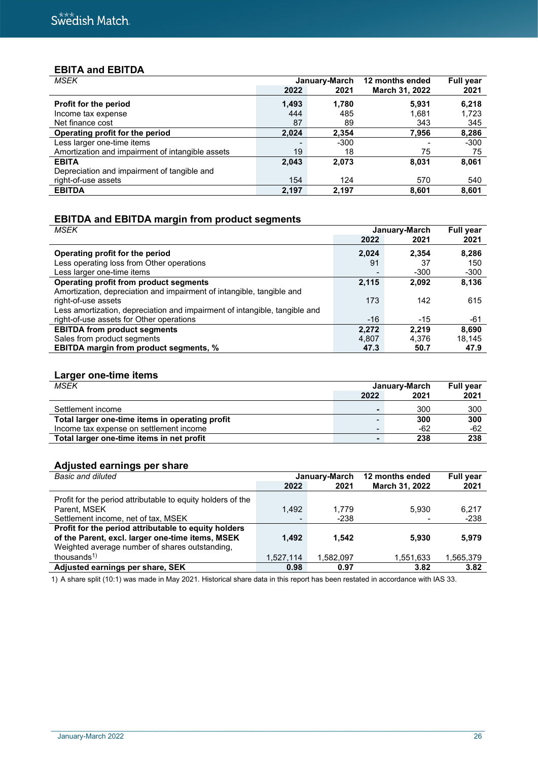## EBITA and EBITDA

| *MSEK* | January-March | | 12 months ended | Full year |
|---|---|---|---|---|
| | 2022 | 2021 | March 31, 2022 | 2021 |
| **Profit for the period** | **1,493** | **1,780** | **5,931** | **6,218** |
| Income tax expense | 444 | 485 | 1,681 | 1,723 |
| Net finance cost | 87 | 89 | 343 | 345 |
| **Operating profit for the period** | **2,024** | **2,354** | **7,956** | **8,286** |
| Less larger one-time items | - | -300 | - | -300 |
| Amortization and impairment of intangible assets | 19 | 18 | 75 | 75 |
| **EBITA** | **2,043** | **2,073** | **8,031** | **8,061** |
| Depreciation and impairment of tangible and right-of-use assets | 154 | 124 | 570 | 540 |
| **EBITDA** | **2,197** | **2,197** | **8,601** | **8,601** |

## EBITDA and EBITDA margin from product segments

| *MSEK* | January-March | | Full year |
|---|---|---|---|
| | 2022 | 2021 | 2021 |
| **Operating profit for the period** | **2,024** | **2,354** | **8,286** |
| Less operating loss from Other operations | 91 | 37 | 150 |
| Less larger one-time items | - | -300 | -300 |
| **Operating profit from product segments** | **2,115** | **2,092** | **8,136** |
| Amortization, depreciation and impairment of intangible, tangible and right-of-use assets | 173 | 142 | 615 |
| Less amortization, depreciation and impairment of intangible, tangible and right-of-use assets for Other operations | -16 | -15 | -61 |
| **EBITDA from product segments** | **2,272** | **2,219** | **8,690** |
| Sales from product segments | 4,807 | 4,376 | 18,145 |
| **EBITDA margin from product segments, %** | **47.3** | **50.7** | **47.9** |

## Larger one-time items

| *MSEK* | January-March | | Full year |
|---|---|---|---|
| | 2022 | 2021 | 2021 |
| Settlement income | - | 300 | 300 |
| **Total larger one-time items in operating profit** | - | **300** | **300** |
| Income tax expense on settlement income | - | -62 | -62 |
| **Total larger one-time items in net profit** | - | **238** | **238** |

## Adjusted earnings per share

| *Basic and diluted* | January-March | | 12 months ended | Full year |
|---|---|---|---|---|
| | 2022 | 2021 | March 31, 2022 | 2021 |
| Profit for the period attributable to equity holders of the Parent, MSEK | 1,492 | 1,779 | 5,930 | 6,217 |
| Settlement income, net of tax, MSEK | - | -238 | - | -238 |
| **Profit for the period attributable to equity holders of the Parent, excl. larger one-time items, MSEK** | **1,492** | **1,542** | **5,930** | **5,979** |
| Weighted average number of shares outstanding, thousands[1] | 1,527,114 | 1,582,097 | 1,551,633 | 1,565,379 |
| **Adjusted earnings per share, SEK** | **0.98** | **0.97** | **3.82** | **3.82** |

1) A share split (10:1) was made in May 2021. Historical share data in this report has been restated in accordance with IAS 33.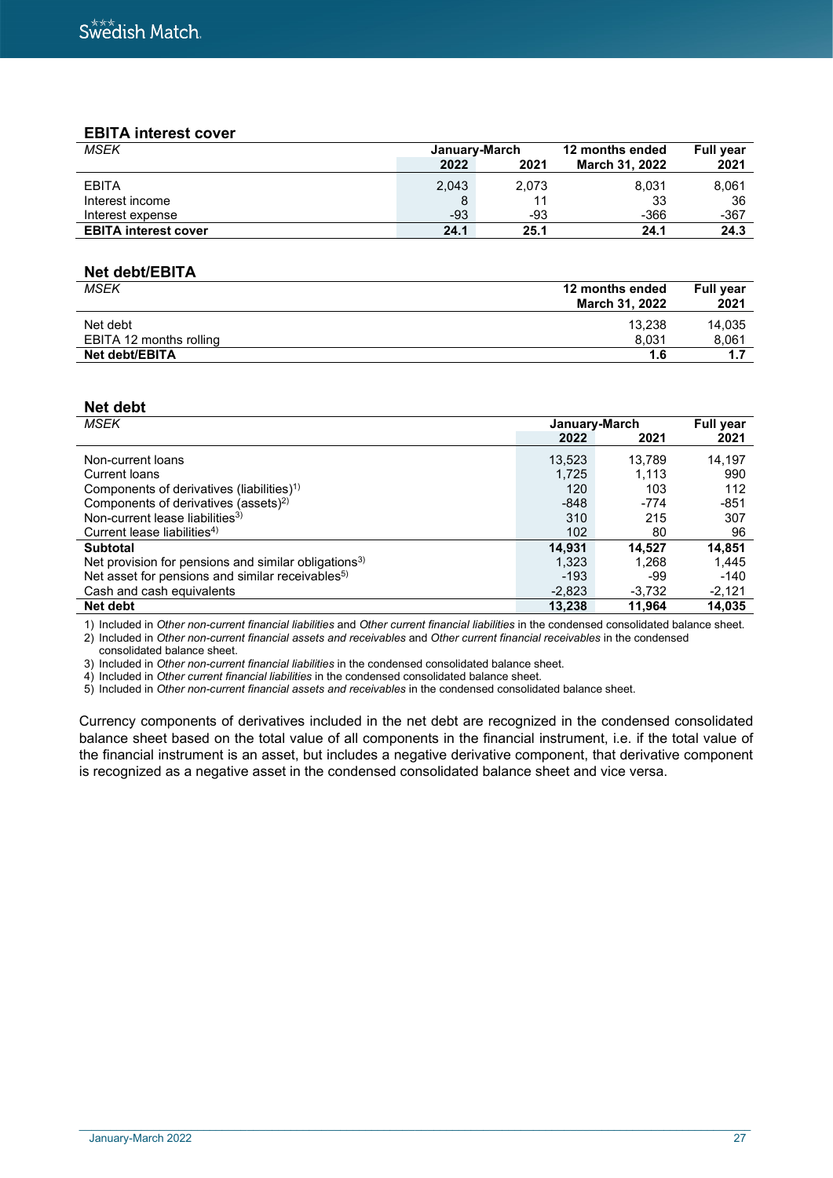### EBITA interest cover

| *MSEK* | January-March | | 12 months ended | Full year |
|---|---|---|---|---|
| | **2022** | **2021** | **March 31, 2022** | **2021** |
| EBITA | 2,043 | 2,073 | 8,031 | 8,061 |
| Interest income | 8 | 11 | 33 | 36 |
| Interest expense | -93 | -93 | -366 | -367 |
| **EBITA interest cover** | **24.1** | **25.1** | **24.1** | **24.3** |

### Net debt/EBITA

| *MSEK* | 12 months ended March 31, 2022 | Full year 2021 |
|---|---|---|
| Net debt | 13,238 | 14,035 |
| EBITA 12 months rolling | 8,031 | 8,061 |
| **Net debt/EBITA** | **1.6** | **1.7** |

### Net debt

| *MSEK* | January-March | | Full year |
|---|---|---|---|
| | **2022** | **2021** | **2021** |
| Non-current loans | 13,523 | 13,789 | 14,197 |
| Current loans | 1,725 | 1,113 | 990 |
| Components of derivatives (liabilities)[1] | 120 | 103 | 112 |
| Components of derivatives (assets)[2] | -848 | -774 | -851 |
| Non-current lease liabilities[3] | 310 | 215 | 307 |
| Current lease liabilities[4] | 102 | 80 | 96 |
| **Subtotal** | **14,931** | **14,527** | **14,851** |
| Net provision for pensions and similar obligations[3] | 1,323 | 1,268 | 1,445 |
| Net asset for pensions and similar receivables[5] | -193 | -99 | -140 |
| Cash and cash equivalents | -2,823 | -3,732 | -2,121 |
| **Net debt** | **13,238** | **11,964** | **14,035** |

1) Included in *Other non-current financial liabilities* and *Other current financial liabilities* in the condensed consolidated balance sheet.
2) Included in *Other non-current financial assets and receivables* and *Other current financial receivables* in the condensed consolidated balance sheet.
3) Included in *Other non-current financial liabilities* in the condensed consolidated balance sheet.
4) Included in *Other current financial liabilities* in the condensed consolidated balance sheet.
5) Included in *Other non-current financial assets and receivables* in the condensed consolidated balance sheet.

Currency components of derivatives included in the net debt are recognized in the condensed consolidated balance sheet based on the total value of all components in the financial instrument, i.e. if the total value of the financial instrument is an asset, but includes a negative derivative component, that derivative component is recognized as a negative asset in the condensed consolidated balance sheet and vice versa.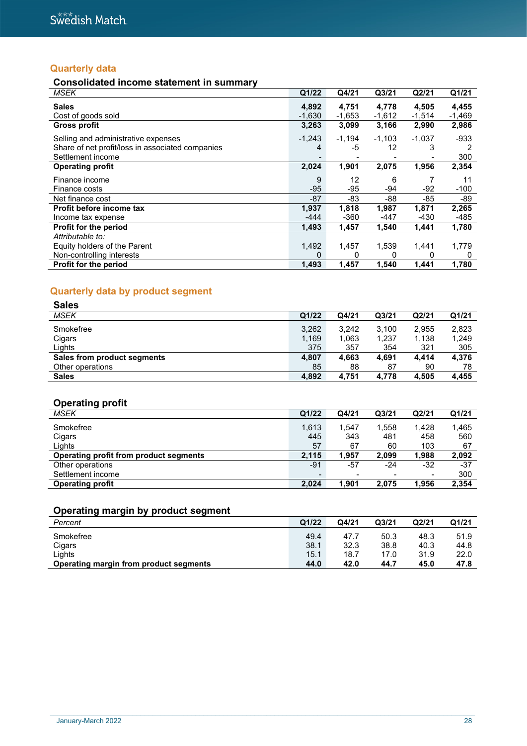## Quarterly data

### Consolidated income statement in summary

| *MSEK* | Q1/22 | Q4/21 | Q3/21 | Q2/21 | Q1/21 |
|---|---|---|---|---|---|
| **Sales** | **4,892** | **4,751** | **4,778** | **4,505** | **4,455** |
| Cost of goods sold | -1,630 | -1,653 | -1,612 | -1,514 | -1,469 |
| **Gross profit** | **3,263** | **3,099** | **3,166** | **2,990** | **2,986** |
| Selling and administrative expenses | -1,243 | -1,194 | -1,103 | -1,037 | -933 |
| Share of net profit/loss in associated companies | 4 | -5 | 12 | 3 | 2 |
| Settlement income | - | - | - | - | 300 |
| **Operating profit** | **2,024** | **1,901** | **2,075** | **1,956** | **2,354** |
| Finance income | 9 | 12 | 6 | 7 | 11 |
| Finance costs | -95 | -95 | -94 | -92 | -100 |
| Net finance cost | -87 | -83 | -88 | -85 | -89 |
| **Profit before income tax** | **1,937** | **1,818** | **1,987** | **1,871** | **2,265** |
| Income tax expense | -444 | -360 | -447 | -430 | -485 |
| **Profit for the period** | **1,493** | **1,457** | **1,540** | **1,441** | **1,780** |
| *Attributable to:* | | | | | |
| Equity holders of the Parent | 1,492 | 1,457 | 1,539 | 1,441 | 1,779 |
| Non-controlling interests | 0 | 0 | 0 | 0 | 0 |
| **Profit for the period** | **1,493** | **1,457** | **1,540** | **1,441** | **1,780** |

## Quarterly data by product segment

### Sales

| *MSEK* | Q1/22 | Q4/21 | Q3/21 | Q2/21 | Q1/21 |
|---|---|---|---|---|---|
| Smokefree | 3,262 | 3,242 | 3,100 | 2,955 | 2,823 |
| Cigars | 1,169 | 1,063 | 1,237 | 1,138 | 1,249 |
| Lights | 375 | 357 | 354 | 321 | 305 |
| **Sales from product segments** | **4,807** | **4,663** | **4,691** | **4,414** | **4,376** |
| Other operations | 85 | 88 | 87 | 90 | 78 |
| **Sales** | **4,892** | **4,751** | **4,778** | **4,505** | **4,455** |

### Operating profit

| *MSEK* | Q1/22 | Q4/21 | Q3/21 | Q2/21 | Q1/21 |
|---|---|---|---|---|---|
| Smokefree | 1,613 | 1,547 | 1,558 | 1,428 | 1,465 |
| Cigars | 445 | 343 | 481 | 458 | 560 |
| Lights | 57 | 67 | 60 | 103 | 67 |
| **Operating profit from product segments** | **2,115** | **1,957** | **2,099** | **1,988** | **2,092** |
| Other operations | -91 | -57 | -24 | -32 | -37 |
| Settlement income | - | - | - | - | 300 |
| **Operating profit** | **2,024** | **1,901** | **2,075** | **1,956** | **2,354** |

### Operating margin by product segment

| *Percent* | Q1/22 | Q4/21 | Q3/21 | Q2/21 | Q1/21 |
|---|---|---|---|---|---|
| Smokefree | 49.4 | 47.7 | 50.3 | 48.3 | 51.9 |
| Cigars | 38.1 | 32.3 | 38.8 | 40.3 | 44.8 |
| Lights | 15.1 | 18.7 | 17.0 | 31.9 | 22.0 |
| **Operating margin from product segments** | **44.0** | **42.0** | **44.7** | **45.0** | **47.8** |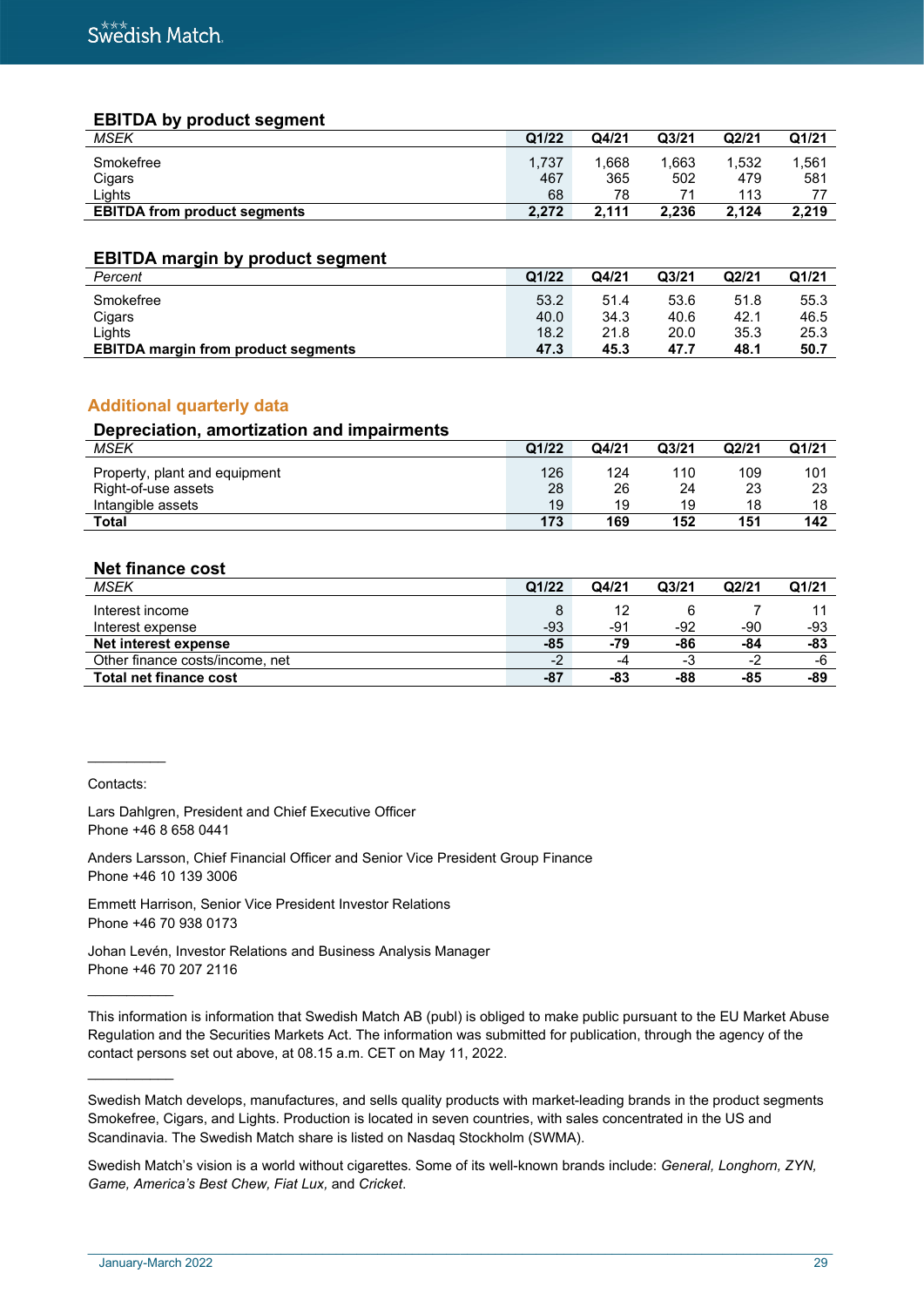### EBITDA by product segment

| *MSEK* | Q1/22 | Q4/21 | Q3/21 | Q2/21 | Q1/21 |
|---|---|---|---|---|---|
| Smokefree | 1,737 | 1,668 | 1,663 | 1,532 | 1,561 |
| Cigars | 467 | 365 | 502 | 479 | 581 |
| Lights | 68 | 78 | 71 | 113 | 77 |
| **EBITDA from product segments** | **2,272** | **2,111** | **2,236** | **2,124** | **2,219** |

### EBITDA margin by product segment

| *Percent* | Q1/22 | Q4/21 | Q3/21 | Q2/21 | Q1/21 |
|---|---|---|---|---|---|
| Smokefree | 53.2 | 51.4 | 53.6 | 51.8 | 55.3 |
| Cigars | 40.0 | 34.3 | 40.6 | 42.1 | 46.5 |
| Lights | 18.2 | 21.8 | 20.0 | 35.3 | 25.3 |
| **EBITDA margin from product segments** | **47.3** | **45.3** | **47.7** | **48.1** | **50.7** |

## Additional quarterly data

### Depreciation, amortization and impairments

| *MSEK* | Q1/22 | Q4/21 | Q3/21 | Q2/21 | Q1/21 |
|---|---|---|---|---|---|
| Property, plant and equipment | 126 | 124 | 110 | 109 | 101 |
| Right-of-use assets | 28 | 26 | 24 | 23 | 23 |
| Intangible assets | 19 | 19 | 19 | 18 | 18 |
| **Total** | **173** | **169** | **152** | **151** | **142** |

### Net finance cost

| *MSEK* | Q1/22 | Q4/21 | Q3/21 | Q2/21 | Q1/21 |
|---|---|---|---|---|---|
| Interest income | 8 | 12 | 6 | 7 | 11 |
| Interest expense | -93 | -91 | -92 | -90 | -93 |
| **Net interest expense** | **-85** | **-79** | **-86** | **-84** | **-83** |
| Other finance costs/income, net | -2 | -4 | -3 | -2 | -6 |
| **Total net finance cost** | **-87** | **-83** | **-88** | **-85** | **-89** |

---

Contacts:

Lars Dahlgren, President and Chief Executive Officer
Phone +46 8 658 0441

Anders Larsson, Chief Financial Officer and Senior Vice President Group Finance
Phone +46 10 139 3006

Emmett Harrison, Senior Vice President Investor Relations
Phone +46 70 938 0173

Johan Levén, Investor Relations and Business Analysis Manager
Phone +46 70 207 2116

---

This information is information that Swedish Match AB (publ) is obliged to make public pursuant to the EU Market Abuse Regulation and the Securities Markets Act. The information was submitted for publication, through the agency of the contact persons set out above, at 08.15 a.m. CET on May 11, 2022.

---

Swedish Match develops, manufactures, and sells quality products with market-leading brands in the product segments Smokefree, Cigars, and Lights. Production is located in seven countries, with sales concentrated in the US and Scandinavia. The Swedish Match share is listed on Nasdaq Stockholm (SWMA).

Swedish Match's vision is a world without cigarettes. Some of its well-known brands include: *General, Longhorn, ZYN, Game, America's Best Chew, Fiat Lux,* and *Cricket*.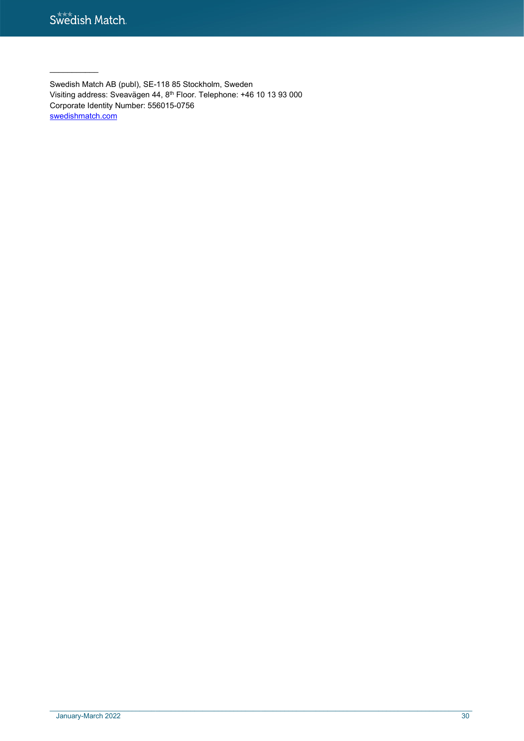___________

Swedish Match AB (publ), SE-118 85 Stockholm, Sweden
Visiting address: Sveavägen 44, 8th Floor. Telephone: +46 10 13 93 000
Corporate Identity Number: 556015-0756
[swedishmatch.com](http://swedishmatch.com)